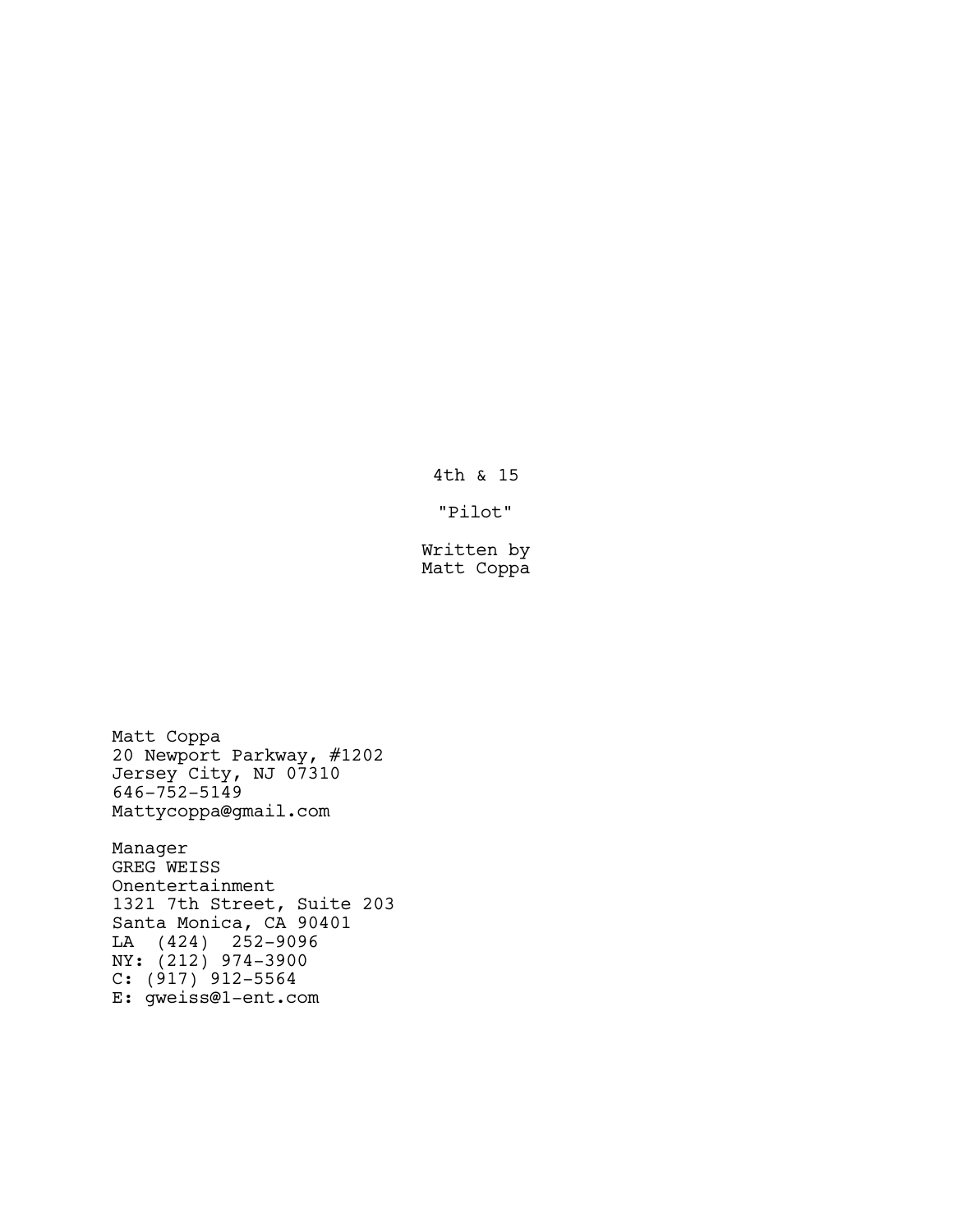# 4th & 15

"Pilot"

Written by
Matt Coppa

Matt Coppa
20 Newport Parkway, #1202
Jersey City, NJ 07310
646-752-5149
Mattycoppa@gmail.com

Manager
GREG WEISS
Onentertainment
1321 7th Street, Suite 203
Santa Monica, CA 90401
LA (424) 252-9096
NY: (212) 974-3900
C: (917) 912-5564
E: gweiss@1-ent.com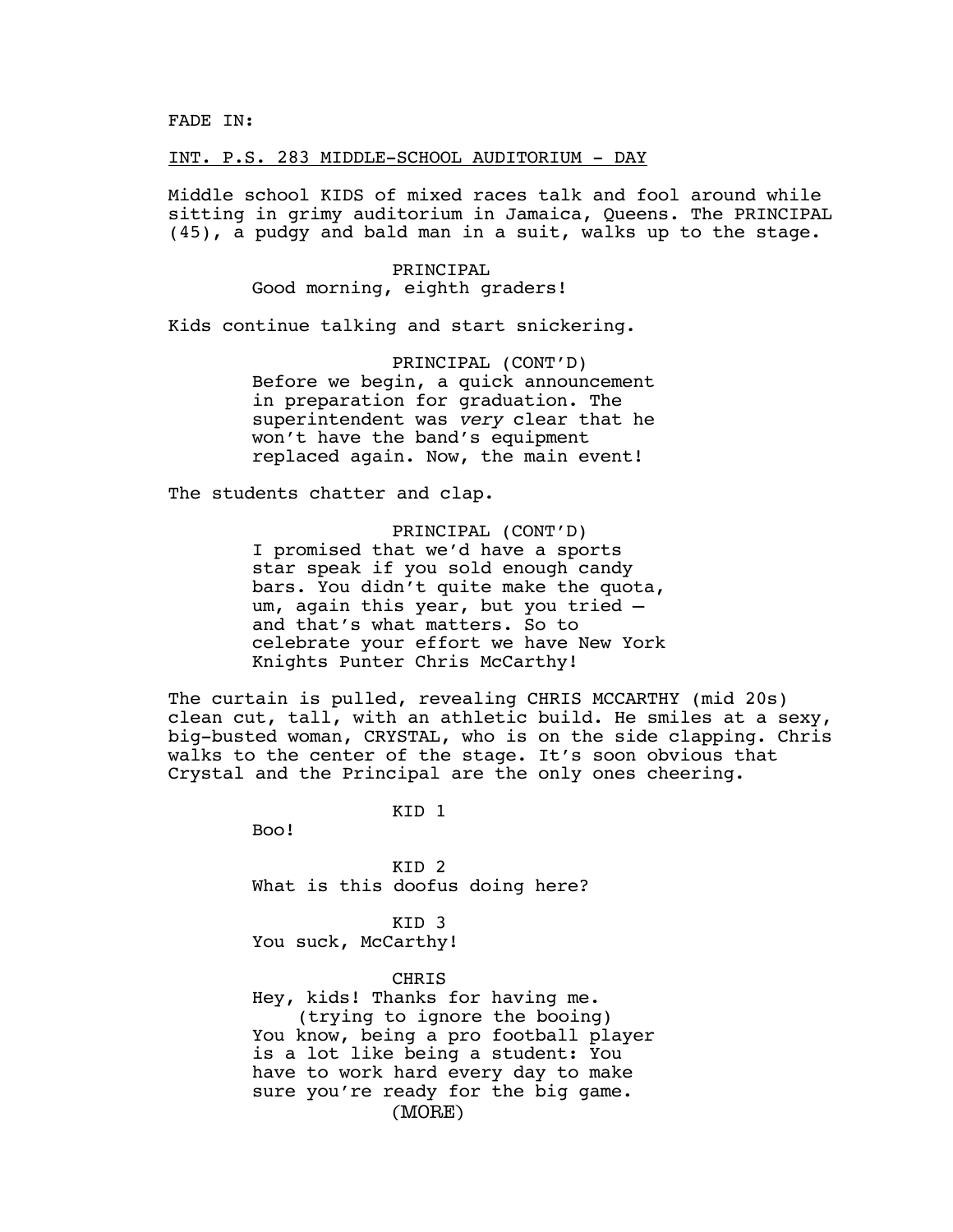FADE IN:

INT. P.S. 283 MIDDLE-SCHOOL AUDITORIUM - DAY

Middle school KIDS of mixed races talk and fool around while sitting in grimy auditorium in Jamaica, Queens. The PRINCIPAL (45), a pudgy and bald man in a suit, walks up to the stage.

PRINCIPAL
Good morning, eighth graders!

Kids continue talking and start snickering.

PRINCIPAL (CONT'D)
Before we begin, a quick announcement in preparation for graduation. The superintendent was *very* clear that he won't have the band's equipment replaced again. Now, the main event!

The students chatter and clap.

PRINCIPAL (CONT'D)
I promised that we'd have a sports star speak if you sold enough candy bars. You didn't quite make the quota, um, again this year, but you tried – and that's what matters. So to celebrate your effort we have New York Knights Punter Chris McCarthy!

The curtain is pulled, revealing CHRIS MCCARTHY (mid 20s) clean cut, tall, with an athletic build. He smiles at a sexy, big-busted woman, CRYSTAL, who is on the side clapping. Chris walks to the center of the stage. It's soon obvious that Crystal and the Principal are the only ones cheering.

KID 1
Boo!

KID 2
What is this doofus doing here?

KID 3
You suck, McCarthy!

CHRIS
Hey, kids! Thanks for having me.
(trying to ignore the booing)
You know, being a pro football player is a lot like being a student: You have to work hard every day to make sure you're ready for the big game.
(MORE)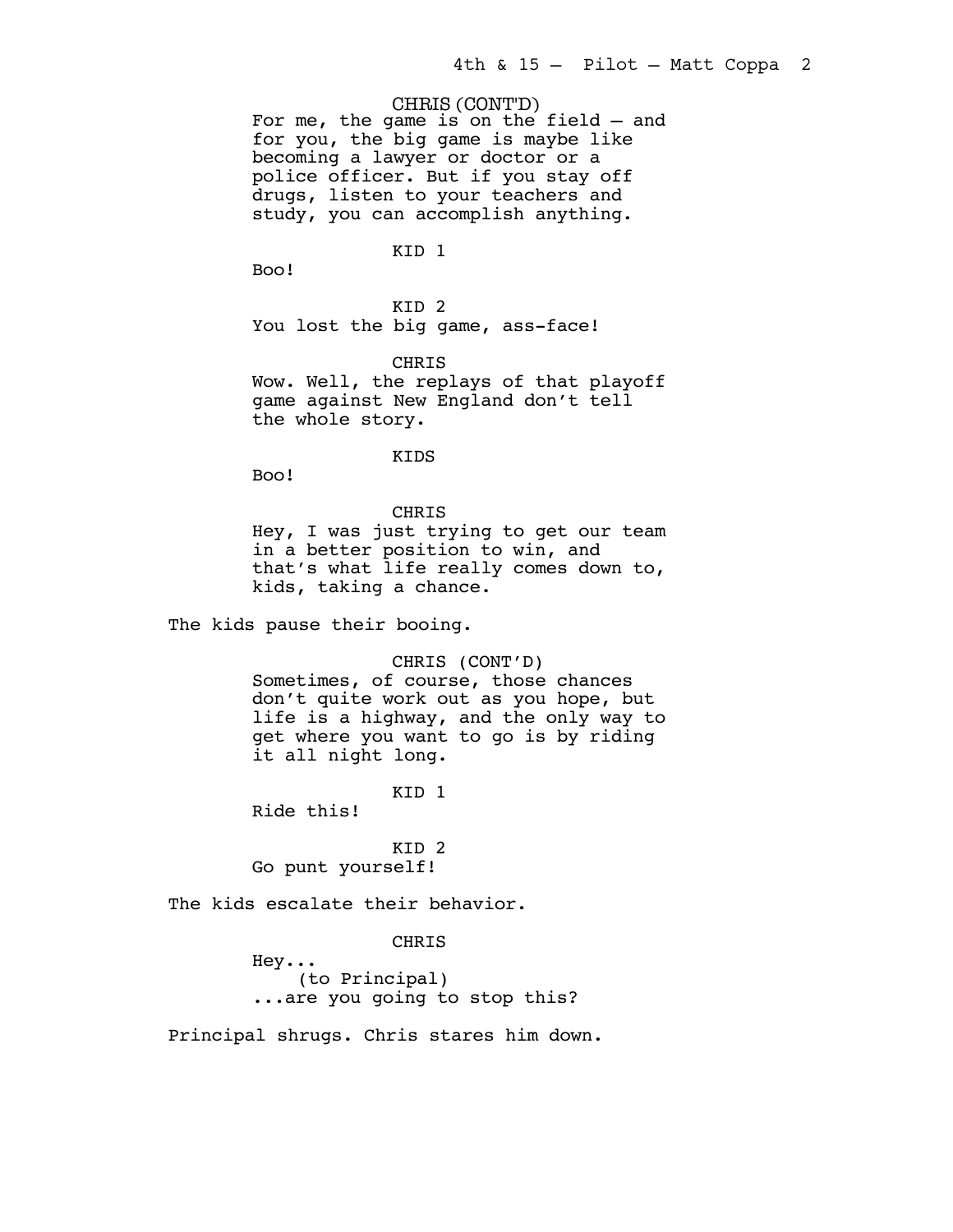CHRIS (CONT'D)
For me, the game is on the field — and for you, the big game is maybe like becoming a lawyer or doctor or a police officer. But if you stay off drugs, listen to your teachers and study, you can accomplish anything.

KID 1
Boo!

KID 2
You lost the big game, ass-face!

CHRIS
Wow. Well, the replays of that playoff game against New England don't tell the whole story.

KIDS
Boo!

CHRIS
Hey, I was just trying to get our team in a better position to win, and that's what life really comes down to, kids, taking a chance.

The kids pause their booing.

CHRIS (CONT'D)
Sometimes, of course, those chances don't quite work out as you hope, but life is a highway, and the only way to get where you want to go is by riding it all night long.

KID 1
Ride this!

KID 2
Go punt yourself!

The kids escalate their behavior.

CHRIS
Hey...
(to Principal)
...are you going to stop this?

Principal shrugs. Chris stares him down.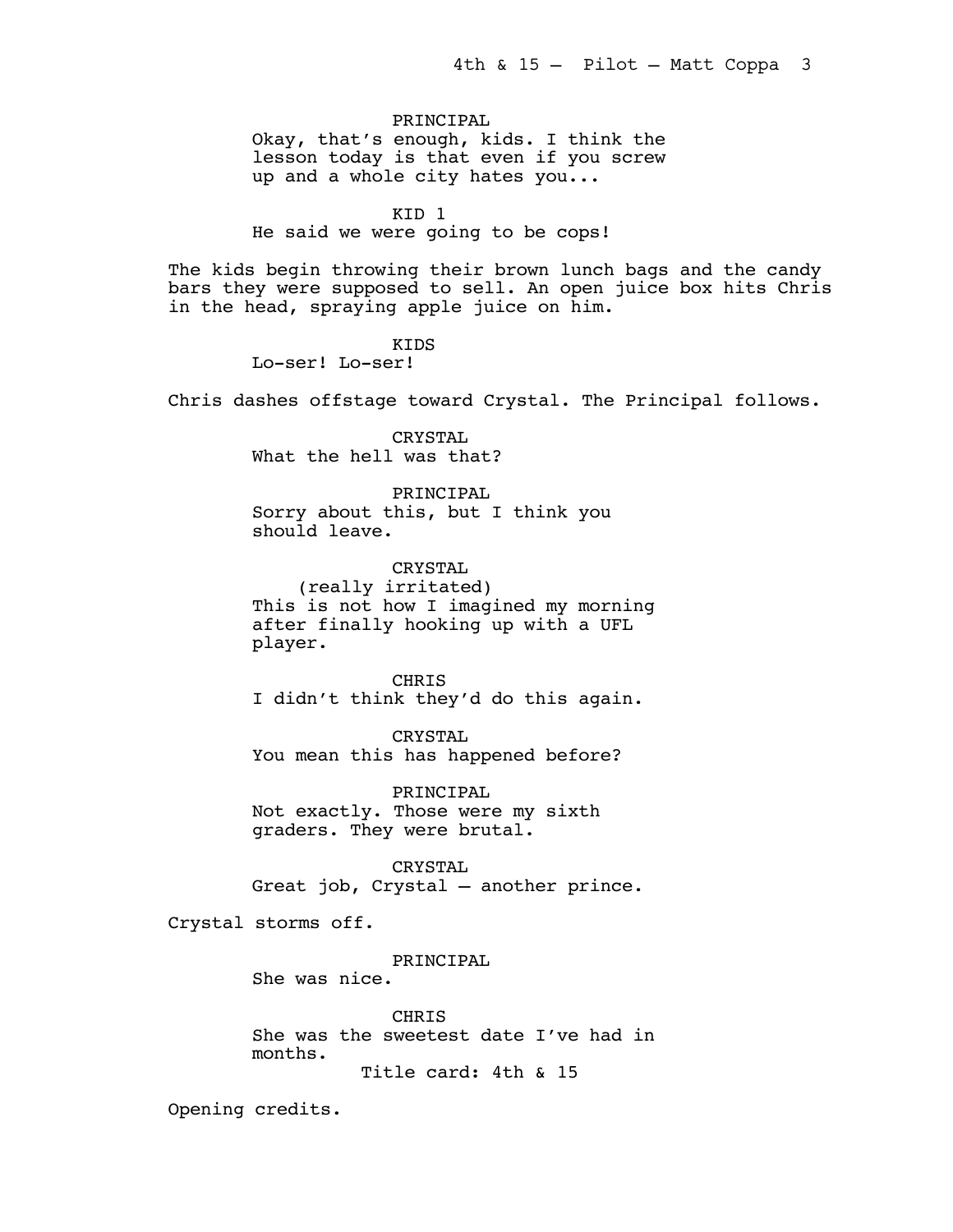PRINCIPAL

Okay, that's enough, kids. I think the lesson today is that even if you screw up and a whole city hates you...

KID 1

He said we were going to be cops!

The kids begin throwing their brown lunch bags and the candy bars they were supposed to sell. An open juice box hits Chris in the head, spraying apple juice on him.

KIDS

Lo-ser! Lo-ser!

Chris dashes offstage toward Crystal. The Principal follows.

CRYSTAL

What the hell was that?

PRINCIPAL

Sorry about this, but I think you should leave.

CRYSTAL

(really irritated)

This is not how I imagined my morning after finally hooking up with a UFL player.

CHRIS

I didn't think they'd do this again.

CRYSTAL

You mean this has happened before?

PRINCIPAL

Not exactly. Those were my sixth graders. They were brutal.

CRYSTAL

Great job, Crystal – another prince.

Crystal storms off.

PRINCIPAL

She was nice.

CHRIS

She was the sweetest date I've had in months.

Title card: 4th & 15

Opening credits.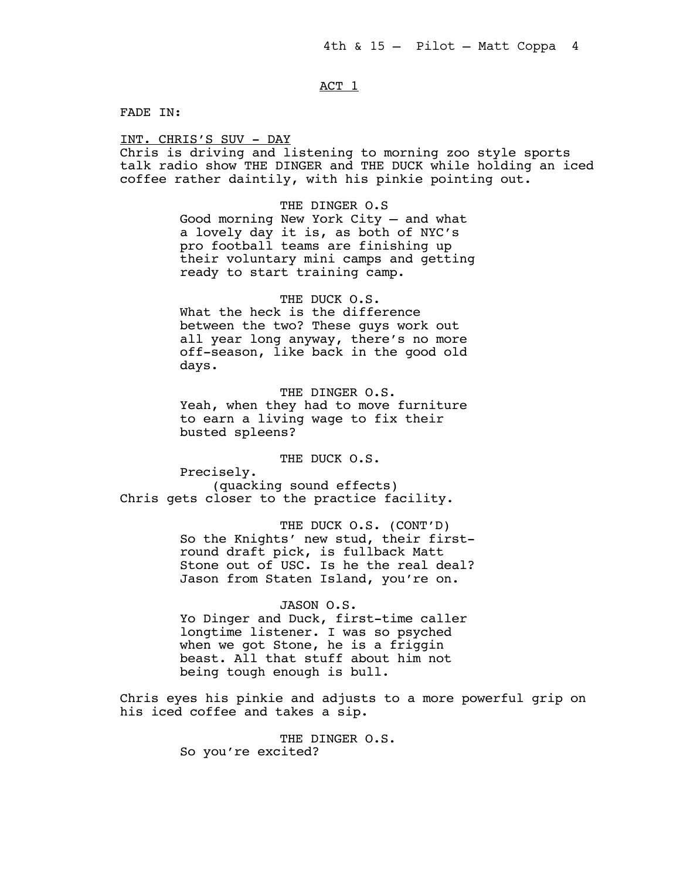ACT 1

FADE IN:

INT. CHRIS'S SUV - DAY

Chris is driving and listening to morning zoo style sports talk radio show THE DINGER and THE DUCK while holding an iced coffee rather daintily, with his pinkie pointing out.

THE DINGER O.S

Good morning New York City – and what a lovely day it is, as both of NYC's pro football teams are finishing up their voluntary mini camps and getting ready to start training camp.

THE DUCK O.S.

What the heck is the difference between the two? These guys work out all year long anyway, there's no more off-season, like back in the good old days.

THE DINGER O.S.

Yeah, when they had to move furniture to earn a living wage to fix their busted spleens?

THE DUCK O.S.

Precisely.

(quacking sound effects)

Chris gets closer to the practice facility.

THE DUCK O.S. (CONT'D)

So the Knights' new stud, their first-round draft pick, is fullback Matt Stone out of USC. Is he the real deal? Jason from Staten Island, you're on.

JASON O.S.

Yo Dinger and Duck, first-time caller longtime listener. I was so psyched when we got Stone, he is a friggin beast. All that stuff about him not being tough enough is bull.

Chris eyes his pinkie and adjusts to a more powerful grip on his iced coffee and takes a sip.

THE DINGER O.S.

So you're excited?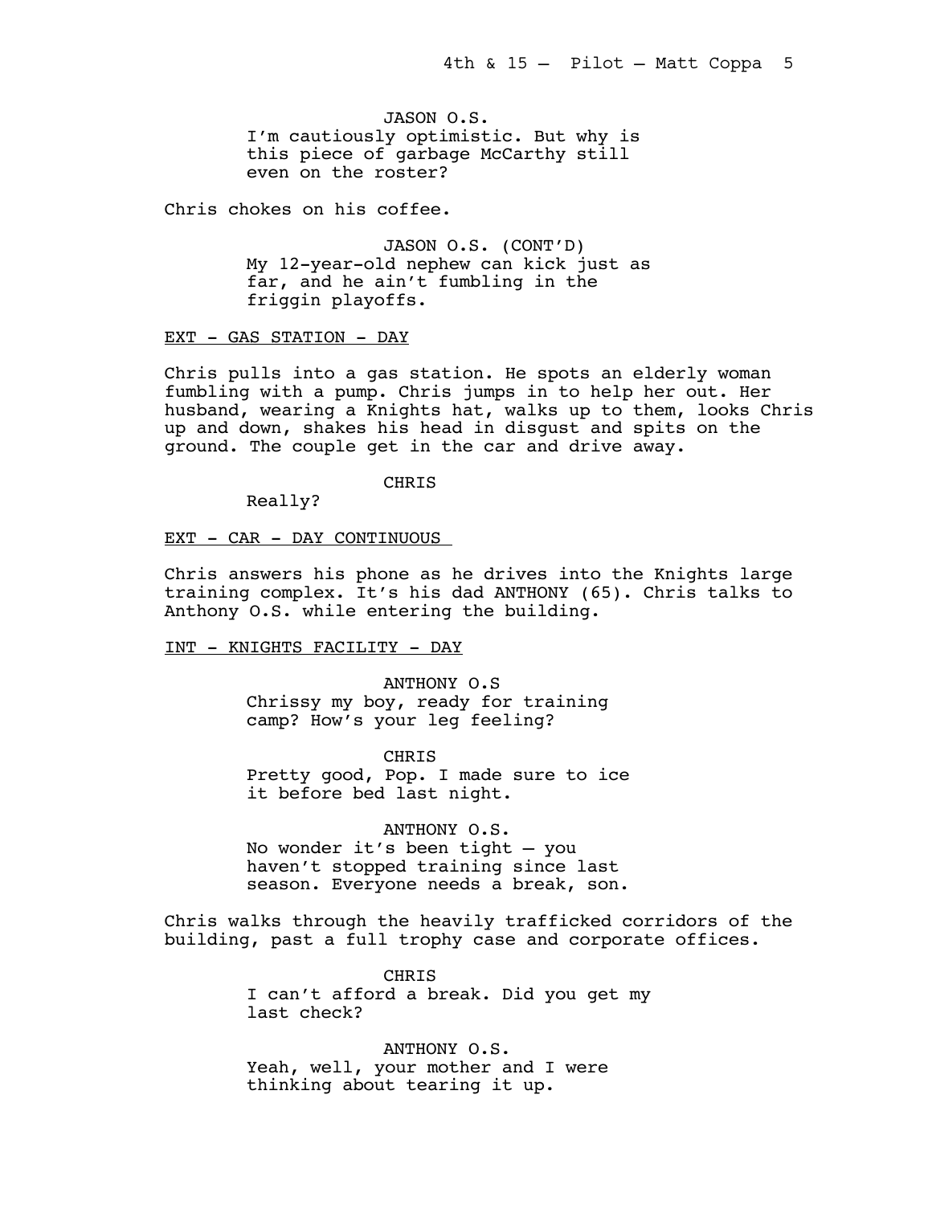JASON O.S.
I'm cautiously optimistic. But why is this piece of garbage McCarthy still even on the roster?

Chris chokes on his coffee.

JASON O.S. (CONT'D)
My 12-year-old nephew can kick just as far, and he ain't fumbling in the friggin playoffs.

EXT - GAS STATION - DAY

Chris pulls into a gas station. He spots an elderly woman fumbling with a pump. Chris jumps in to help her out. Her husband, wearing a Knights hat, walks up to them, looks Chris up and down, shakes his head in disgust and spits on the ground. The couple get in the car and drive away.

CHRIS
Really?

EXT - CAR - DAY CONTINUOUS

Chris answers his phone as he drives into the Knights large training complex. It's his dad ANTHONY (65). Chris talks to Anthony O.S. while entering the building.

INT - KNIGHTS FACILITY - DAY

ANTHONY O.S
Chrissy my boy, ready for training camp? How's your leg feeling?

CHRIS
Pretty good, Pop. I made sure to ice it before bed last night.

ANTHONY O.S.
No wonder it's been tight – you haven't stopped training since last season. Everyone needs a break, son.

Chris walks through the heavily trafficked corridors of the building, past a full trophy case and corporate offices.

CHRIS
I can't afford a break. Did you get my last check?

ANTHONY O.S.
Yeah, well, your mother and I were thinking about tearing it up.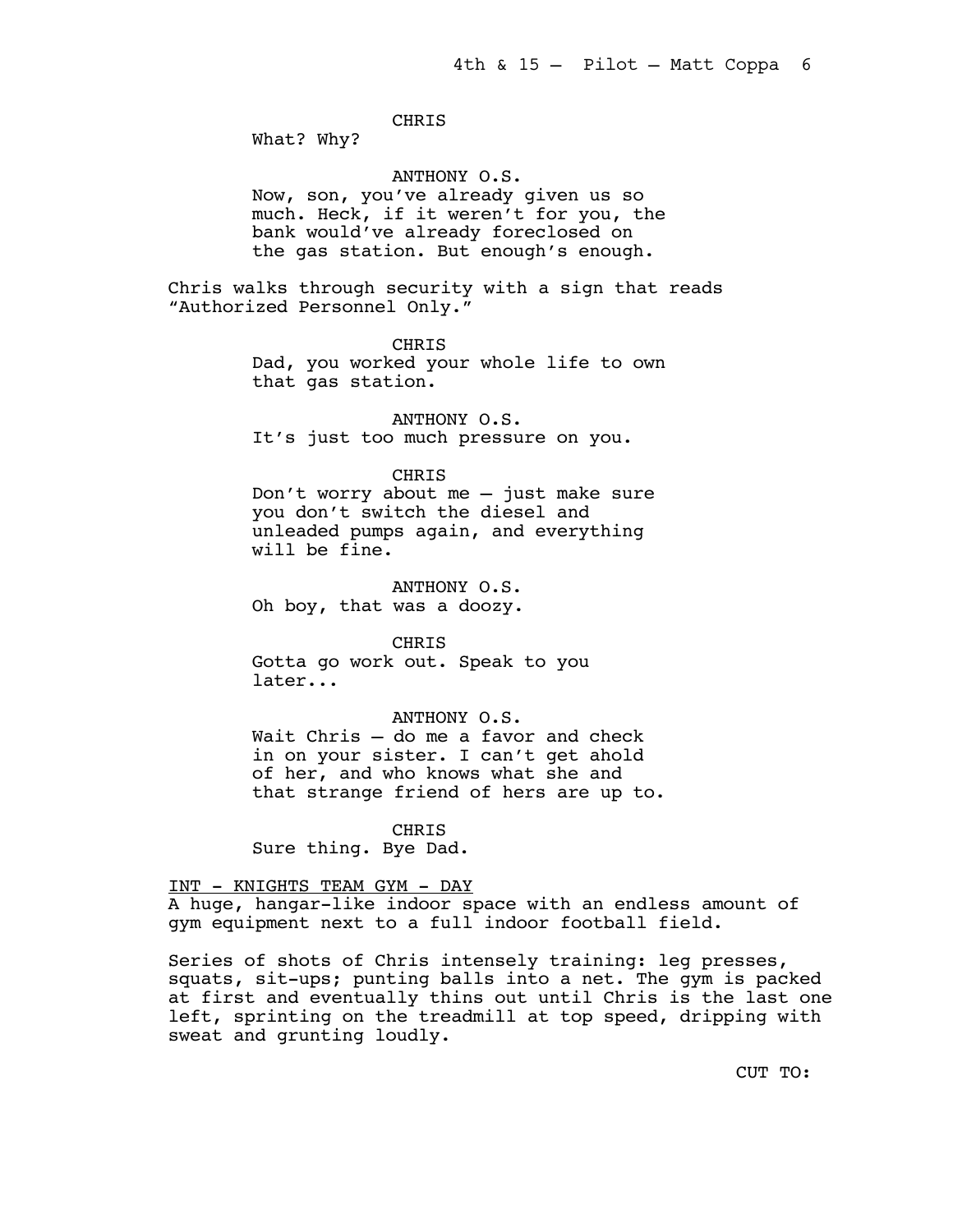CHRIS

What? Why?

ANTHONY O.S.

Now, son, you've already given us so much. Heck, if it weren't for you, the bank would've already foreclosed on the gas station. But enough's enough.

Chris walks through security with a sign that reads "Authorized Personnel Only."

CHRIS

Dad, you worked your whole life to own that gas station.

ANTHONY O.S.

It's just too much pressure on you.

CHRIS

Don't worry about me – just make sure you don't switch the diesel and unleaded pumps again, and everything will be fine.

ANTHONY O.S.

Oh boy, that was a doozy.

CHRIS

Gotta go work out. Speak to you later...

ANTHONY O.S.

Wait Chris – do me a favor and check in on your sister. I can't get ahold of her, and who knows what she and that strange friend of hers are up to.

CHRIS

Sure thing. Bye Dad.

INT - KNIGHTS TEAM GYM - DAY

A huge, hangar-like indoor space with an endless amount of gym equipment next to a full indoor football field.

Series of shots of Chris intensely training: leg presses, squats, sit-ups; punting balls into a net. The gym is packed at first and eventually thins out until Chris is the last one left, sprinting on the treadmill at top speed, dripping with sweat and grunting loudly.

CUT TO: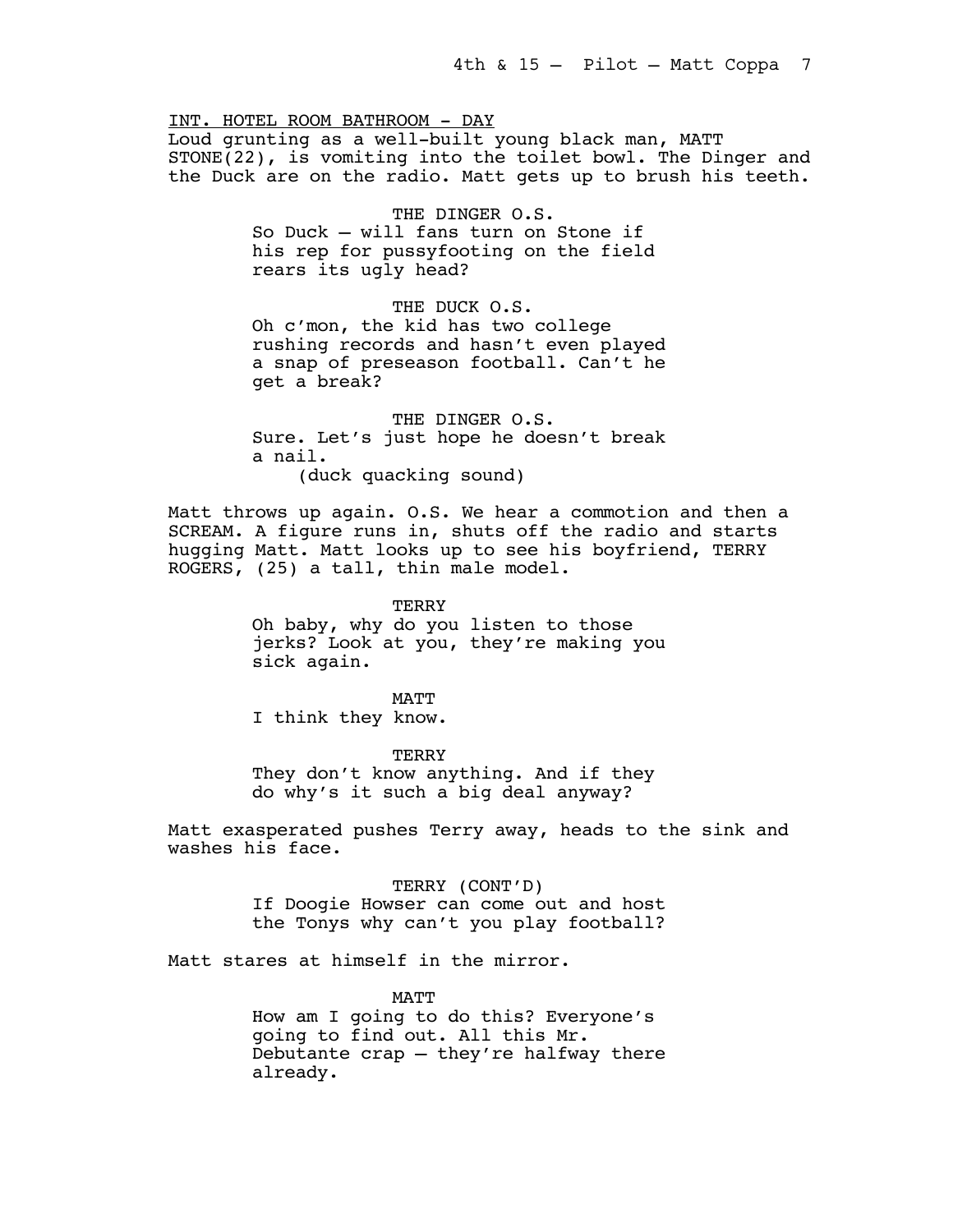INT. HOTEL ROOM BATHROOM - DAY

Loud grunting as a well-built young black man, MATT STONE(22), is vomiting into the toilet bowl. The Dinger and the Duck are on the radio. Matt gets up to brush his teeth.

THE DINGER O.S.
So Duck – will fans turn on Stone if his rep for pussyfooting on the field rears its ugly head?

THE DUCK O.S.
Oh c'mon, the kid has two college rushing records and hasn't even played a snap of preseason football. Can't he get a break?

THE DINGER O.S.
Sure. Let's just hope he doesn't break a nail.
(duck quacking sound)

Matt throws up again. O.S. We hear a commotion and then a SCREAM. A figure runs in, shuts off the radio and starts hugging Matt. Matt looks up to see his boyfriend, TERRY ROGERS, (25) a tall, thin male model.

TERRY
Oh baby, why do you listen to those jerks? Look at you, they're making you sick again.

MATT
I think they know.

TERRY
They don't know anything. And if they do why's it such a big deal anyway?

Matt exasperated pushes Terry away, heads to the sink and washes his face.

TERRY (CONT'D)
If Doogie Howser can come out and host the Tonys why can't you play football?

Matt stares at himself in the mirror.

MATT
How am I going to do this? Everyone's going to find out. All this Mr. Debutante crap – they're halfway there already.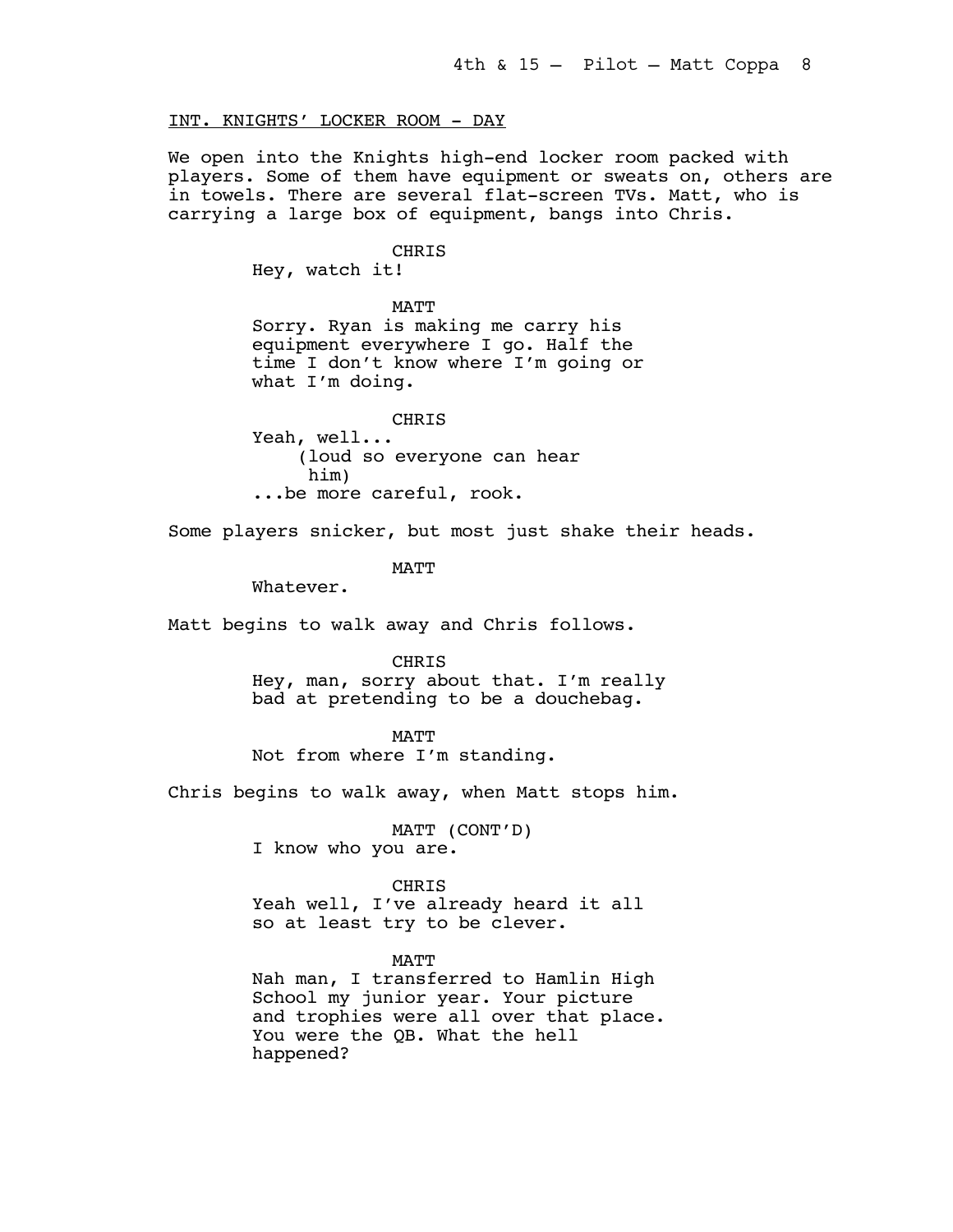INT. KNIGHTS' LOCKER ROOM - DAY

We open into the Knights high-end locker room packed with players. Some of them have equipment or sweats on, others are in towels. There are several flat-screen TVs. Matt, who is carrying a large box of equipment, bangs into Chris.

CHRIS
Hey, watch it!

MATT
Sorry. Ryan is making me carry his equipment everywhere I go. Half the time I don't know where I'm going or what I'm doing.

CHRIS
Yeah, well...
(loud so everyone can hear him)
...be more careful, rook.

Some players snicker, but most just shake their heads.

MATT
Whatever.

Matt begins to walk away and Chris follows.

CHRIS
Hey, man, sorry about that. I'm really bad at pretending to be a douchebag.

MATT
Not from where I'm standing.

Chris begins to walk away, when Matt stops him.

MATT (CONT'D)
I know who you are.

CHRIS
Yeah well, I've already heard it all so at least try to be clever.

MATT
Nah man, I transferred to Hamlin High School my junior year. Your picture and trophies were all over that place. You were the QB. What the hell happened?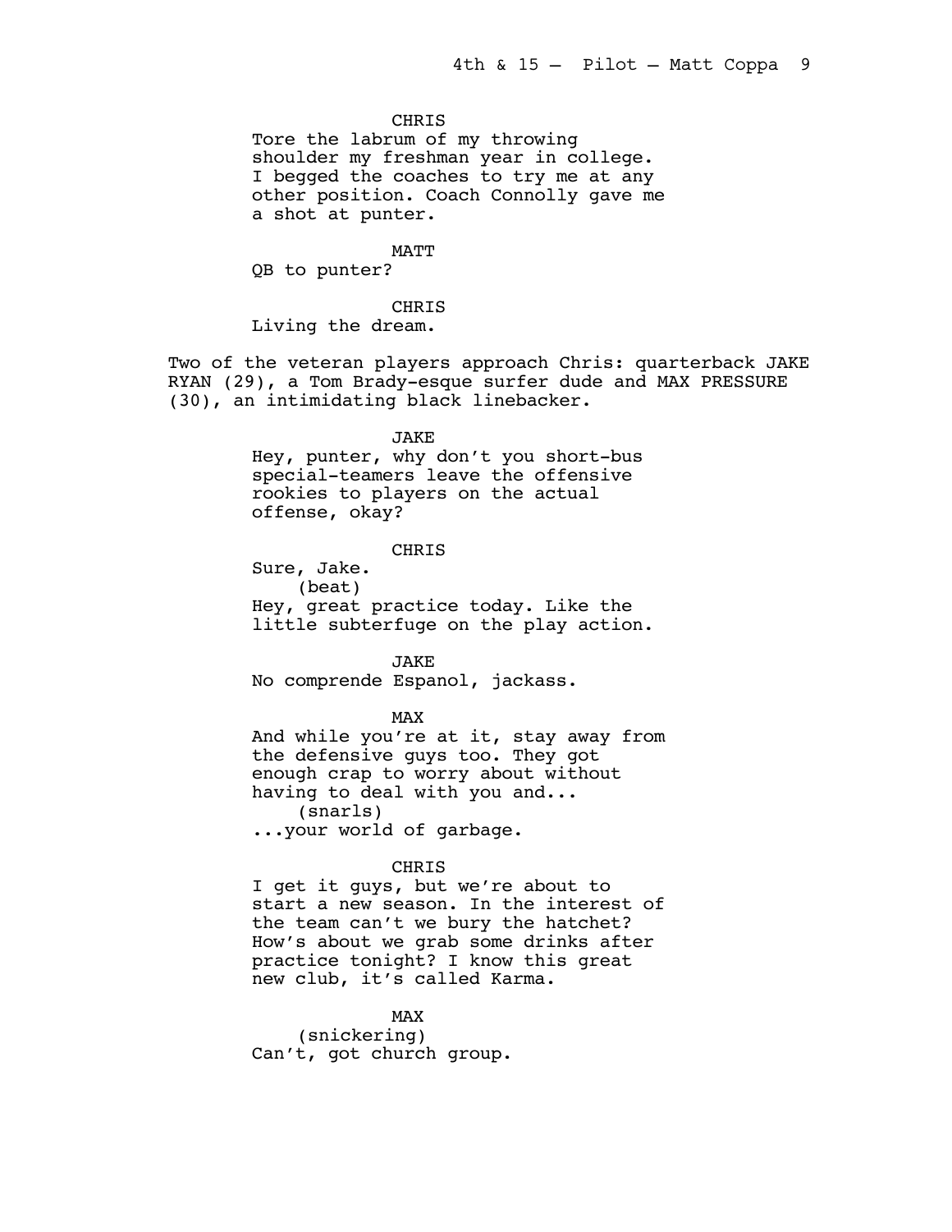CHRIS
Tore the labrum of my throwing shoulder my freshman year in college. I begged the coaches to try me at any other position. Coach Connolly gave me a shot at punter.

MATT
QB to punter?

CHRIS
Living the dream.

Two of the veteran players approach Chris: quarterback JAKE RYAN (29), a Tom Brady-esque surfer dude and MAX PRESSURE (30), an intimidating black linebacker.

JAKE
Hey, punter, why don't you short-bus special-teamers leave the offensive rookies to players on the actual offense, okay?

CHRIS
Sure, Jake.
(beat)
Hey, great practice today. Like the little subterfuge on the play action.

JAKE
No comprende Espanol, jackass.

MAX
And while you're at it, stay away from the defensive guys too. They got enough crap to worry about without having to deal with you and...
(snarls)
...your world of garbage.

CHRIS
I get it guys, but we're about to start a new season. In the interest of the team can't we bury the hatchet? How's about we grab some drinks after practice tonight? I know this great new club, it's called Karma.

MAX
(snickering)
Can't, got church group.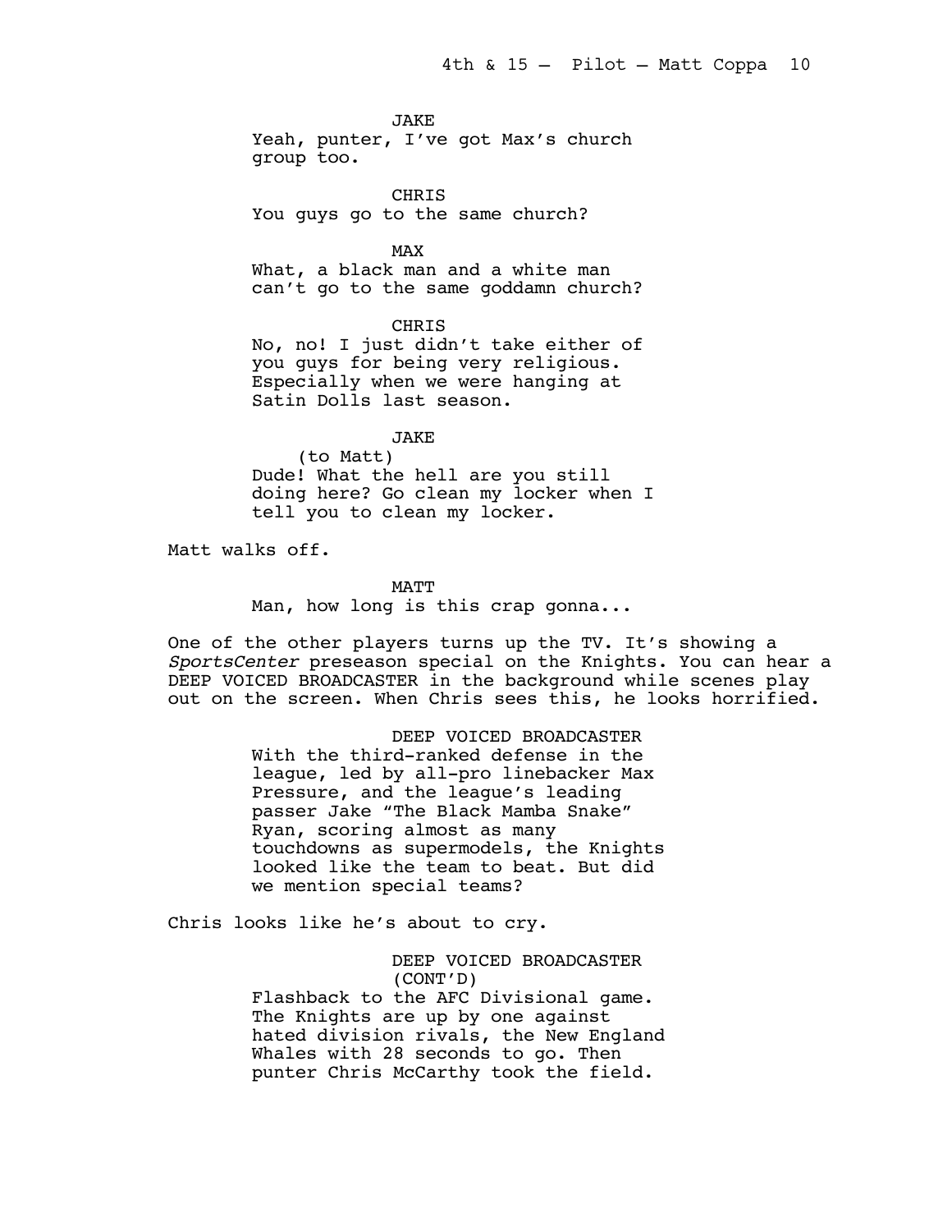JAKE

Yeah, punter, I've got Max's church group too.

CHRIS

You guys go to the same church?

MAX

What, a black man and a white man can't go to the same goddamn church?

CHRIS

No, no! I just didn't take either of you guys for being very religious. Especially when we were hanging at Satin Dolls last season.

JAKE

(to Matt)

Dude! What the hell are you still doing here? Go clean my locker when I tell you to clean my locker.

Matt walks off.

MATT

Man, how long is this crap gonna...

One of the other players turns up the TV. It's showing a *SportsCenter* preseason special on the Knights. You can hear a DEEP VOICED BROADCASTER in the background while scenes play out on the screen. When Chris sees this, he looks horrified.

DEEP VOICED BROADCASTER

With the third-ranked defense in the league, led by all-pro linebacker Max Pressure, and the league's leading passer Jake "The Black Mamba Snake" Ryan, scoring almost as many touchdowns as supermodels, the Knights looked like the team to beat. But did we mention special teams?

Chris looks like he's about to cry.

DEEP VOICED BROADCASTER (CONT'D)

Flashback to the AFC Divisional game. The Knights are up by one against hated division rivals, the New England Whales with 28 seconds to go. Then punter Chris McCarthy took the field.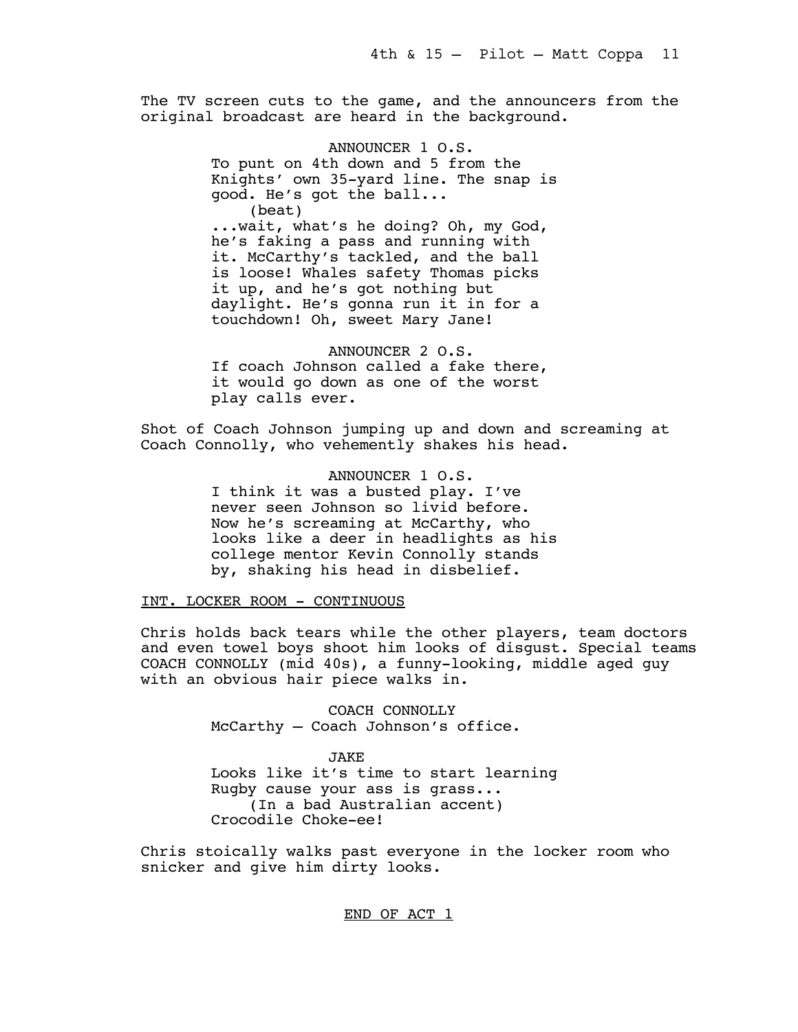The TV screen cuts to the game, and the announcers from the original broadcast are heard in the background.

ANNOUNCER 1 O.S.
To punt on 4th down and 5 from the Knights' own 35-yard line. The snap is good. He's got the ball...
(beat)
...wait, what's he doing? Oh, my God, he's faking a pass and running with it. McCarthy's tackled, and the ball is loose! Whales safety Thomas picks it up, and he's got nothing but daylight. He's gonna run it in for a touchdown! Oh, sweet Mary Jane!

ANNOUNCER 2 O.S.
If coach Johnson called a fake there, it would go down as one of the worst play calls ever.

Shot of Coach Johnson jumping up and down and screaming at Coach Connolly, who vehemently shakes his head.

ANNOUNCER 1 O.S.
I think it was a busted play. I've never seen Johnson so livid before. Now he's screaming at McCarthy, who looks like a deer in headlights as his college mentor Kevin Connolly stands by, shaking his head in disbelief.

INT. LOCKER ROOM - CONTINUOUS

Chris holds back tears while the other players, team doctors and even towel boys shoot him looks of disgust. Special teams COACH CONNOLLY (mid 40s), a funny-looking, middle aged guy with an obvious hair piece walks in.

COACH CONNOLLY
McCarthy — Coach Johnson's office.

JAKE
Looks like it's time to start learning Rugby cause your ass is grass...
(In a bad Australian accent)
Crocodile Choke-ee!

Chris stoically walks past everyone in the locker room who snicker and give him dirty looks.

END OF ACT 1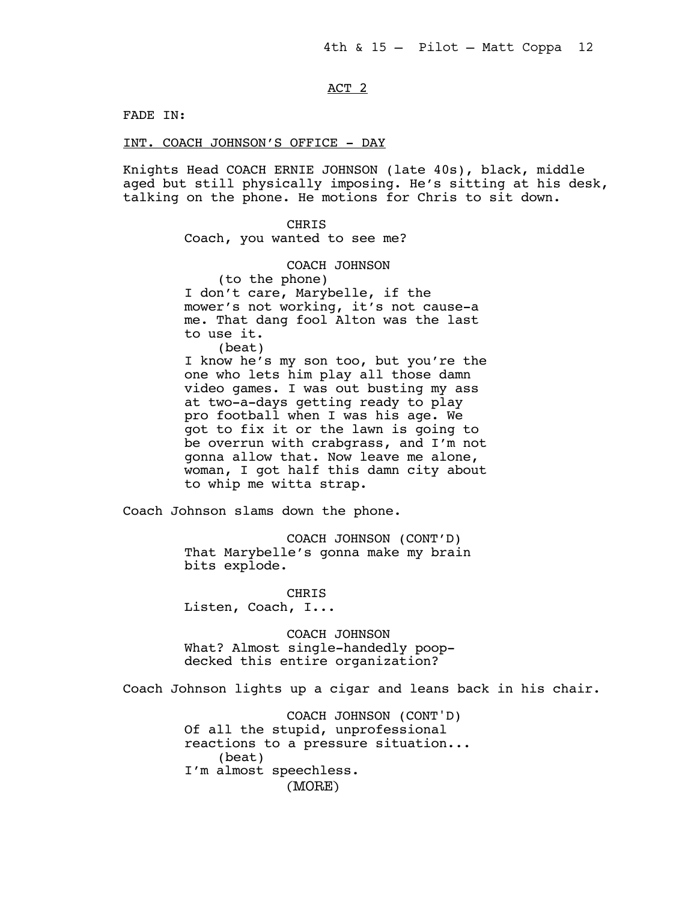ACT 2

FADE IN:

INT. COACH JOHNSON'S OFFICE - DAY

Knights Head COACH ERNIE JOHNSON (late 40s), black, middle aged but still physically imposing. He's sitting at his desk, talking on the phone. He motions for Chris to sit down.

CHRIS
Coach, you wanted to see me?

COACH JOHNSON
(to the phone)
I don't care, Marybelle, if the mower's not working, it's not cause-a me. That dang fool Alton was the last to use it.
(beat)
I know he's my son too, but you're the one who lets him play all those damn video games. I was out busting my ass at two-a-days getting ready to play pro football when I was his age. We got to fix it or the lawn is going to be overrun with crabgrass, and I'm not gonna allow that. Now leave me alone, woman, I got half this damn city about to whip me witta strap.

Coach Johnson slams down the phone.

COACH JOHNSON (CONT'D)
That Marybelle's gonna make my brain bits explode.

CHRIS
Listen, Coach, I...

COACH JOHNSON
What? Almost single-handedly poop-decked this entire organization?

Coach Johnson lights up a cigar and leans back in his chair.

COACH JOHNSON (CONT'D)
Of all the stupid, unprofessional reactions to a pressure situation...
(beat)
I'm almost speechless.
(MORE)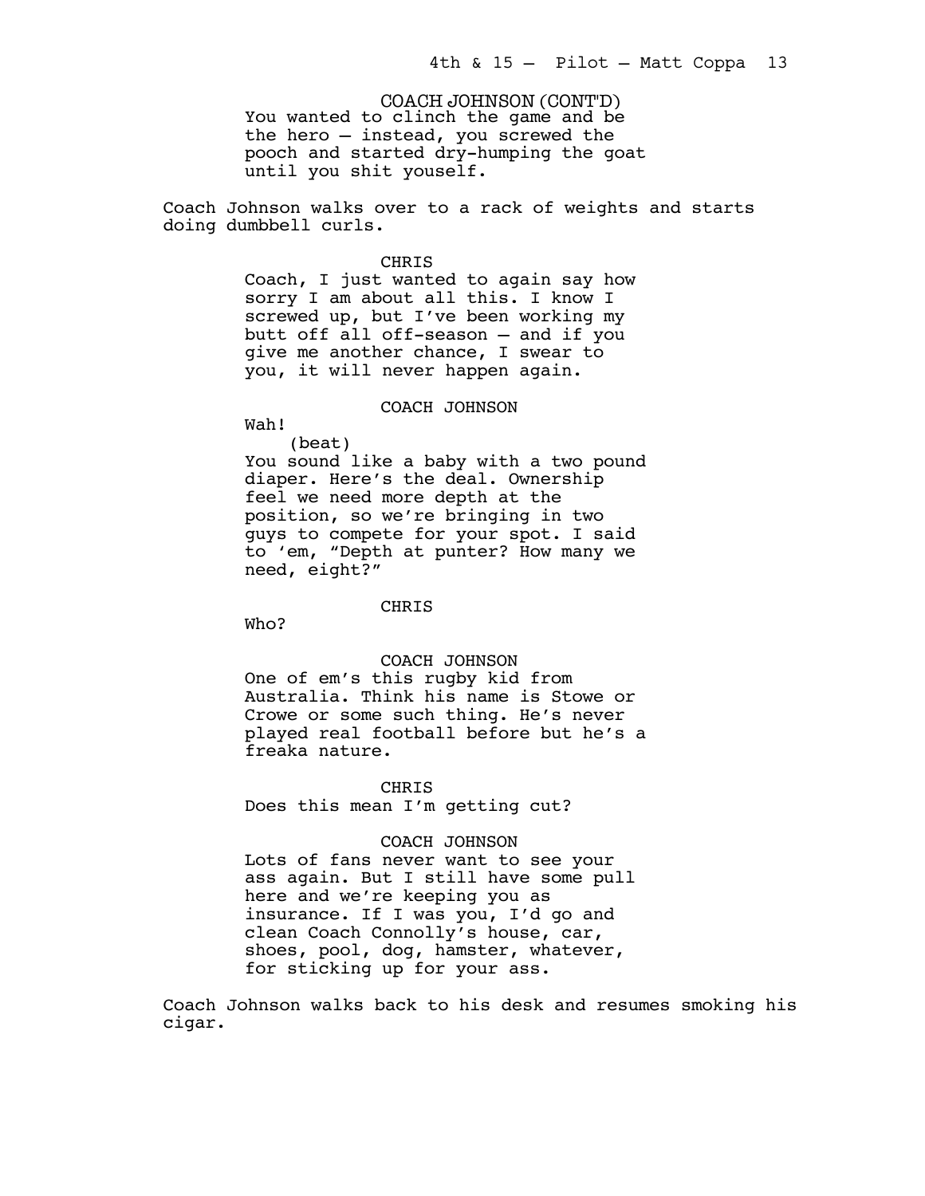COACH JOHNSON (CONT'D)
You wanted to clinch the game and be the hero – instead, you screwed the pooch and started dry-humping the goat until you shit youself.

Coach Johnson walks over to a rack of weights and starts doing dumbbell curls.

CHRIS
Coach, I just wanted to again say how sorry I am about all this. I know I screwed up, but I've been working my butt off all off-season – and if you give me another chance, I swear to you, it will never happen again.

COACH JOHNSON
Wah!
(beat)
You sound like a baby with a two pound diaper. Here's the deal. Ownership feel we need more depth at the position, so we're bringing in two guys to compete for your spot. I said to 'em, "Depth at punter? How many we need, eight?"

CHRIS
Who?

COACH JOHNSON
One of em's this rugby kid from Australia. Think his name is Stowe or Crowe or some such thing. He's never played real football before but he's a freaka nature.

CHRIS
Does this mean I'm getting cut?

COACH JOHNSON
Lots of fans never want to see your ass again. But I still have some pull here and we're keeping you as insurance. If I was you, I'd go and clean Coach Connolly's house, car, shoes, pool, dog, hamster, whatever, for sticking up for your ass.

Coach Johnson walks back to his desk and resumes smoking his cigar.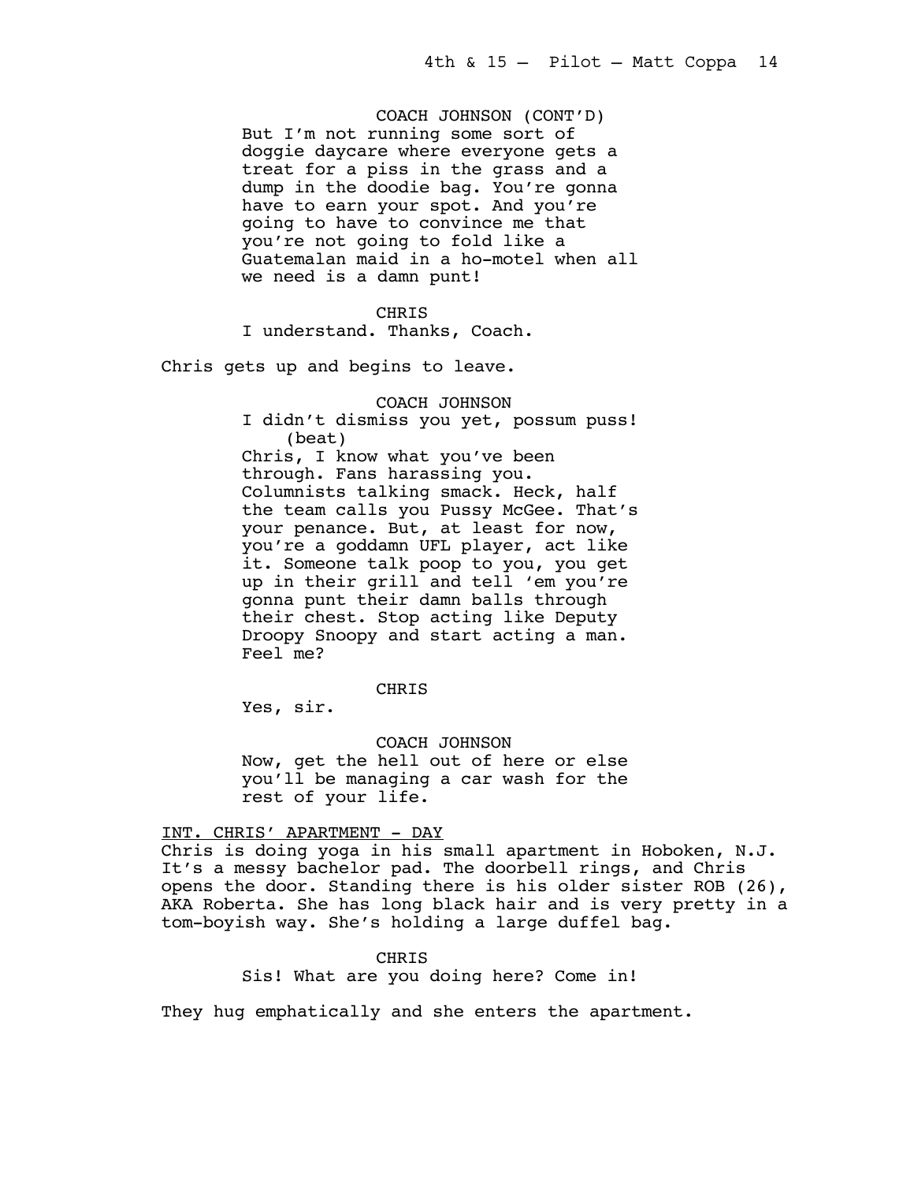COACH JOHNSON (CONT'D)

But I'm not running some sort of doggie daycare where everyone gets a treat for a piss in the grass and a dump in the doodie bag. You're gonna have to earn your spot. And you're going to have to convince me that you're not going to fold like a Guatemalan maid in a ho-motel when all we need is a damn punt!

CHRIS

I understand. Thanks, Coach.

Chris gets up and begins to leave.

COACH JOHNSON

I didn't dismiss you yet, possum puss!

(beat)

Chris, I know what you've been through. Fans harassing you. Columnists talking smack. Heck, half the team calls you Pussy McGee. That's your penance. But, at least for now, you're a goddamn UFL player, act like it. Someone talk poop to you, you get up in their grill and tell 'em you're gonna punt their damn balls through their chest. Stop acting like Deputy Droopy Snoopy and start acting a man. Feel me?

CHRIS

Yes, sir.

COACH JOHNSON

Now, get the hell out of here or else you'll be managing a car wash for the rest of your life.

INT. CHRIS' APARTMENT - DAY

Chris is doing yoga in his small apartment in Hoboken, N.J. It's a messy bachelor pad. The doorbell rings, and Chris opens the door. Standing there is his older sister ROB (26), AKA Roberta. She has long black hair and is very pretty in a tom-boyish way. She's holding a large duffel bag.

CHRIS

Sis! What are you doing here? Come in!

They hug emphatically and she enters the apartment.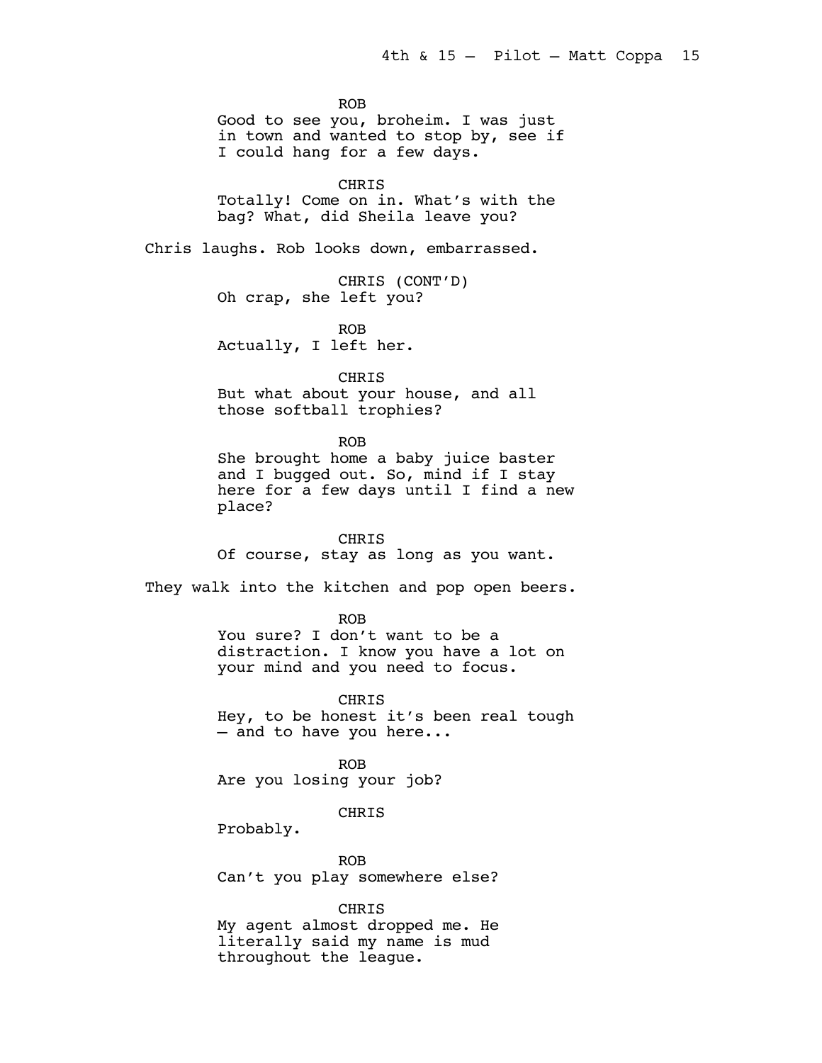ROB
Good to see you, broheim. I was just in town and wanted to stop by, see if I could hang for a few days.

CHRIS
Totally! Come on in. What's with the bag? What, did Sheila leave you?

Chris laughs. Rob looks down, embarrassed.

CHRIS (CONT'D)
Oh crap, she left you?

ROB
Actually, I left her.

CHRIS
But what about your house, and all those softball trophies?

ROB
She brought home a baby juice baster and I bugged out. So, mind if I stay here for a few days until I find a new place?

CHRIS
Of course, stay as long as you want.

They walk into the kitchen and pop open beers.

ROB
You sure? I don't want to be a distraction. I know you have a lot on your mind and you need to focus.

CHRIS
Hey, to be honest it's been real tough — and to have you here...

ROB
Are you losing your job?

CHRIS
Probably.

ROB
Can't you play somewhere else?

CHRIS
My agent almost dropped me. He literally said my name is mud throughout the league.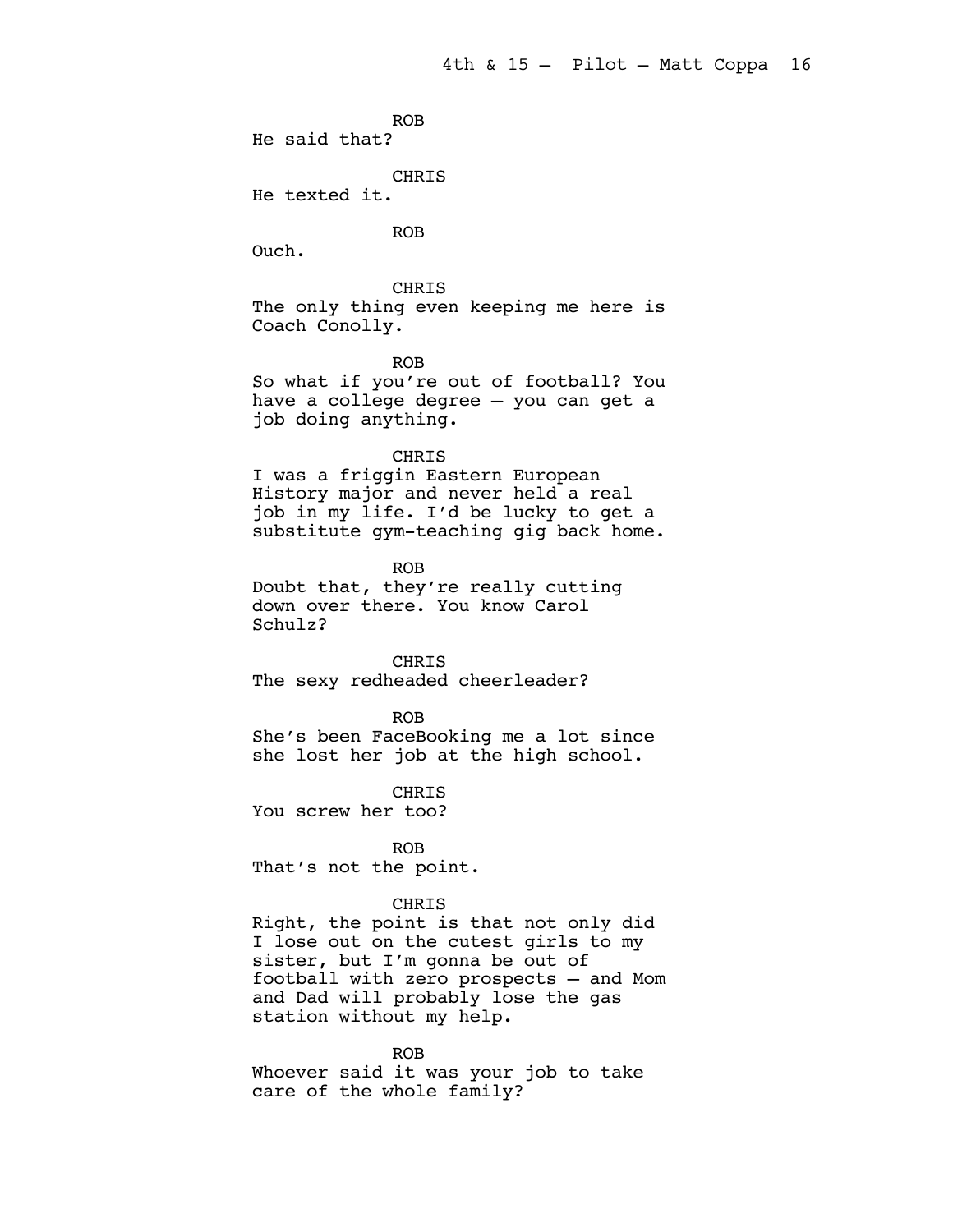ROB
He said that?

CHRIS
He texted it.

ROB
Ouch.

CHRIS
The only thing even keeping me here is Coach Conolly.

ROB
So what if you're out of football? You have a college degree – you can get a job doing anything.

CHRIS
I was a friggin Eastern European History major and never held a real job in my life. I'd be lucky to get a substitute gym-teaching gig back home.

ROB
Doubt that, they're really cutting down over there. You know Carol Schulz?

CHRIS
The sexy redheaded cheerleader?

ROB
She's been FaceBooking me a lot since she lost her job at the high school.

CHRIS
You screw her too?

ROB
That's not the point.

CHRIS
Right, the point is that not only did I lose out on the cutest girls to my sister, but I'm gonna be out of football with zero prospects – and Mom and Dad will probably lose the gas station without my help.

ROB
Whoever said it was your job to take care of the whole family?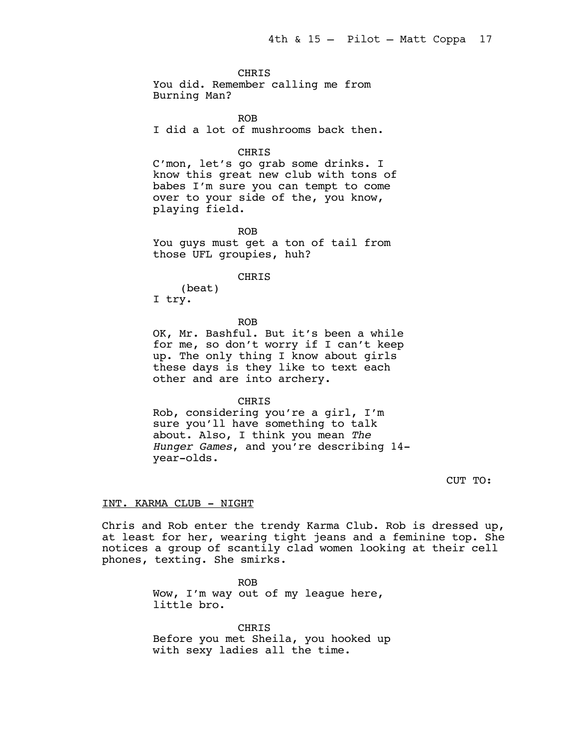CHRIS
You did. Remember calling me from Burning Man?

ROB
I did a lot of mushrooms back then.

CHRIS
C'mon, let's go grab some drinks. I know this great new club with tons of babes I'm sure you can tempt to come over to your side of the, you know, playing field.

ROB
You guys must get a ton of tail from those UFL groupies, huh?

CHRIS
(beat)
I try.

ROB
OK, Mr. Bashful. But it's been a while for me, so don't worry if I can't keep up. The only thing I know about girls these days is they like to text each other and are into archery.

CHRIS
Rob, considering you're a girl, I'm sure you'll have something to talk about. Also, I think you mean *The Hunger Games*, and you're describing 14-year-olds.

CUT TO:

INT. KARMA CLUB - NIGHT

Chris and Rob enter the trendy Karma Club. Rob is dressed up, at least for her, wearing tight jeans and a feminine top. She notices a group of scantily clad women looking at their cell phones, texting. She smirks.

ROB
Wow, I'm way out of my league here, little bro.

CHRIS
Before you met Sheila, you hooked up with sexy ladies all the time.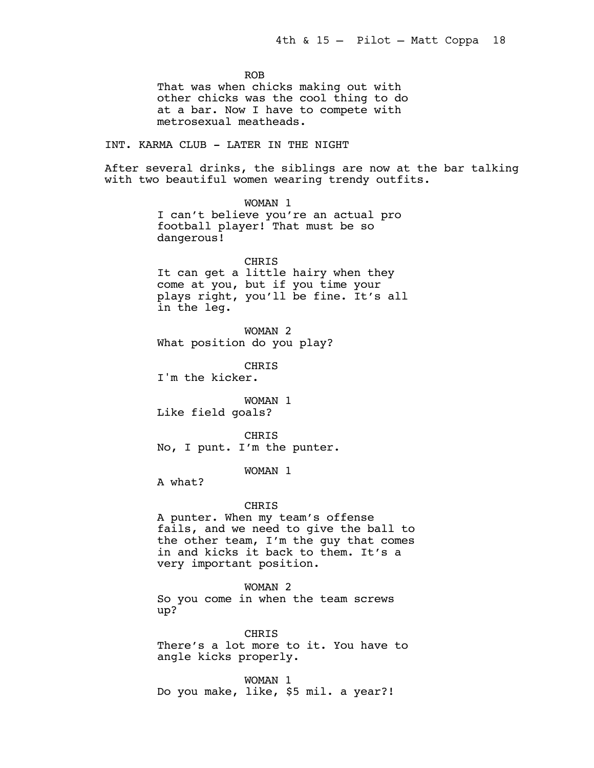ROB
That was when chicks making out with other chicks was the cool thing to do at a bar. Now I have to compete with metrosexual meatheads.

INT. KARMA CLUB - LATER IN THE NIGHT

After several drinks, the siblings are now at the bar talking with two beautiful women wearing trendy outfits.

WOMAN 1
I can't believe you're an actual pro football player! That must be so dangerous!

CHRIS
It can get a little hairy when they come at you, but if you time your plays right, you'll be fine. It's all in the leg.

WOMAN 2
What position do you play?

CHRIS
I'm the kicker.

WOMAN 1
Like field goals?

CHRIS
No, I punt. I'm the punter.

WOMAN 1
A what?

CHRIS
A punter. When my team's offense fails, and we need to give the ball to the other team, I'm the guy that comes in and kicks it back to them. It's a very important position.

WOMAN 2
So you come in when the team screws up?

CHRIS
There's a lot more to it. You have to angle kicks properly.

WOMAN 1
Do you make, like, $5 mil. a year?!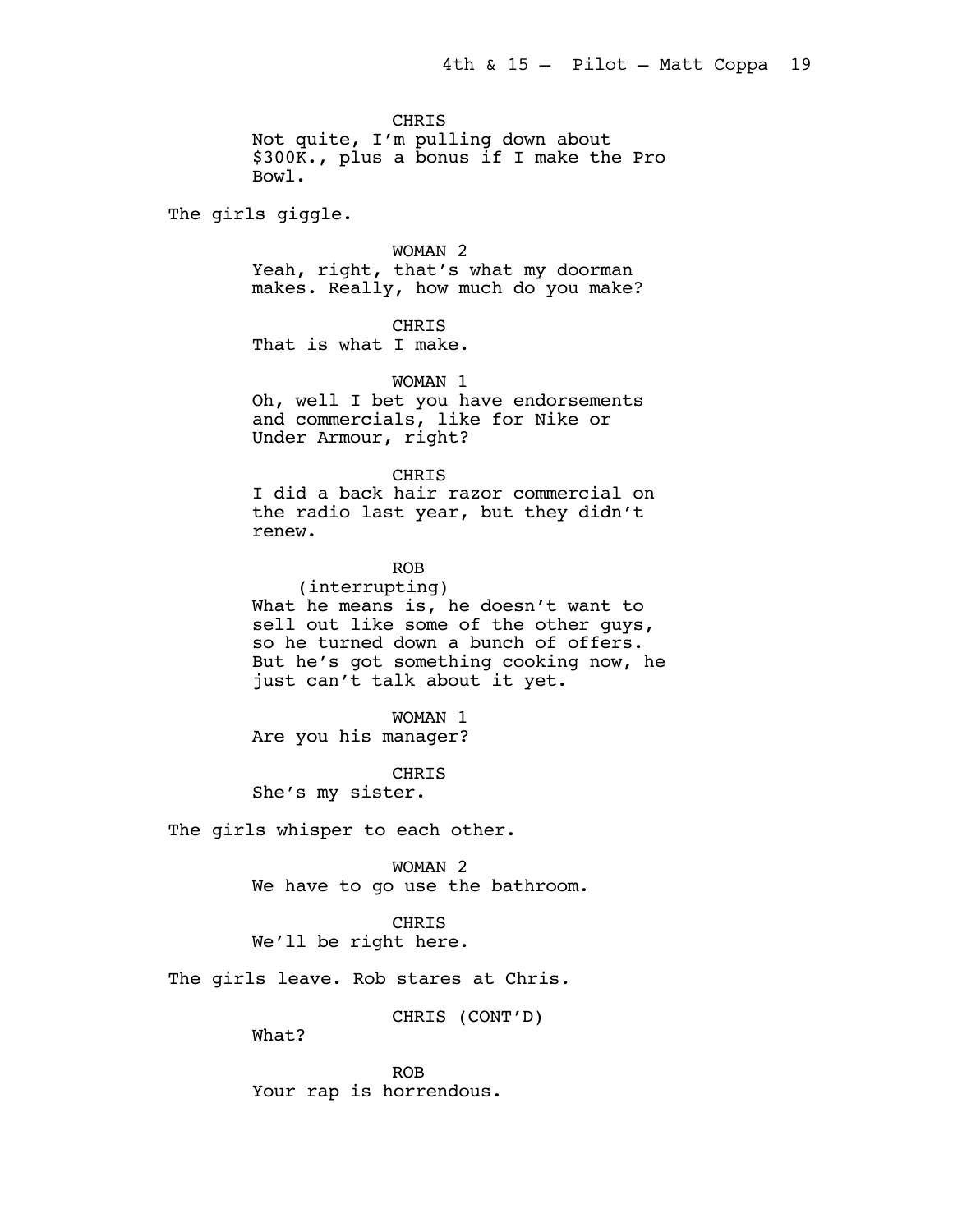CHRIS
Not quite, I'm pulling down about $300K., plus a bonus if I make the Pro Bowl.

The girls giggle.

WOMAN 2
Yeah, right, that's what my doorman makes. Really, how much do you make?

CHRIS
That is what I make.

WOMAN 1
Oh, well I bet you have endorsements and commercials, like for Nike or Under Armour, right?

CHRIS
I did a back hair razor commercial on the radio last year, but they didn't renew.

ROB
(interrupting)
What he means is, he doesn't want to sell out like some of the other guys, so he turned down a bunch of offers. But he's got something cooking now, he just can't talk about it yet.

WOMAN 1
Are you his manager?

CHRIS
She's my sister.

The girls whisper to each other.

WOMAN 2
We have to go use the bathroom.

CHRIS
We'll be right here.

The girls leave. Rob stares at Chris.

CHRIS (CONT'D)
What?

ROB
Your rap is horrendous.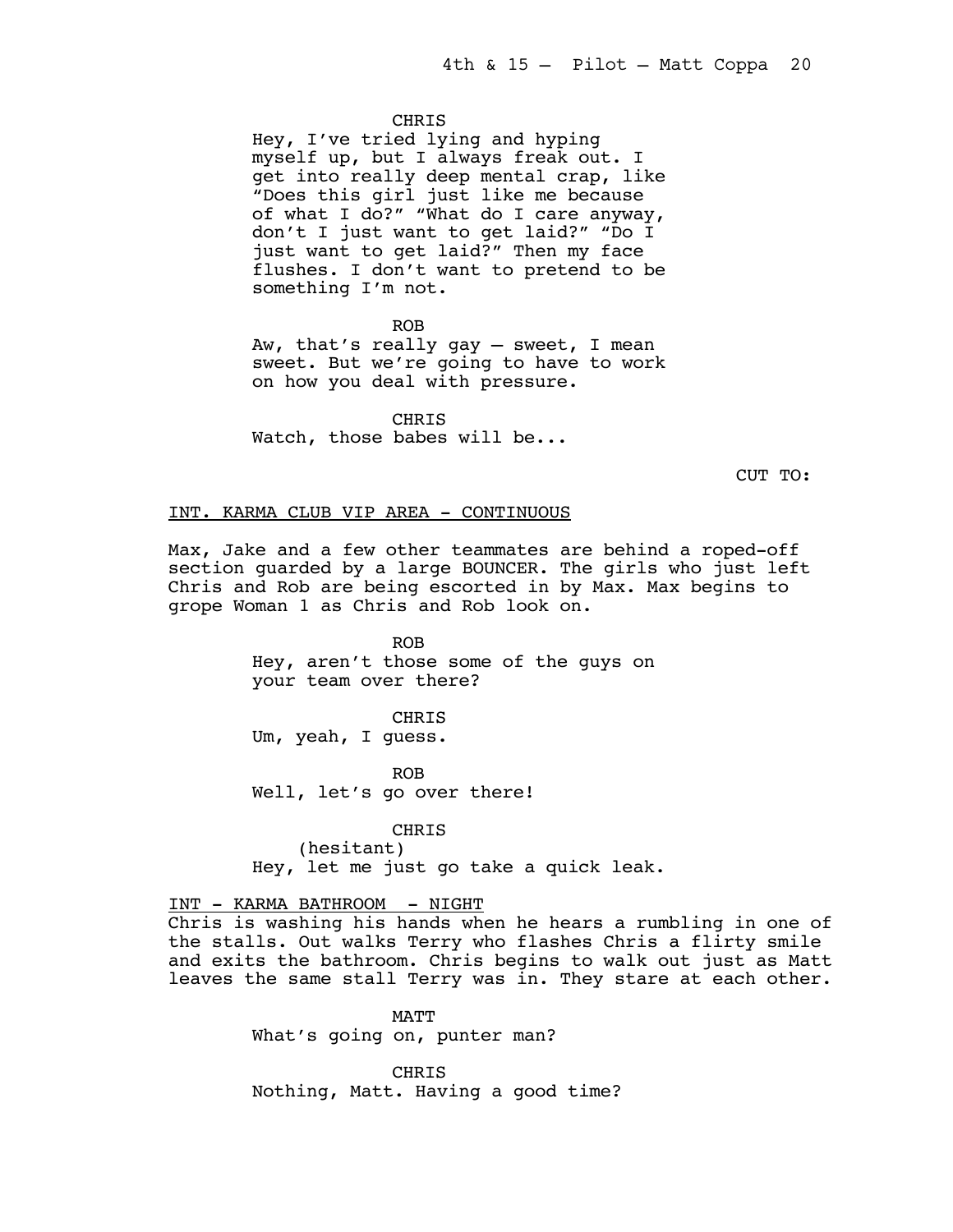CHRIS

Hey, I've tried lying and hyping myself up, but I always freak out. I get into really deep mental crap, like "Does this girl just like me because of what I do?" "What do I care anyway, don't I just want to get laid?" "Do I just want to get laid?" Then my face flushes. I don't want to pretend to be something I'm not.

ROB

Aw, that's really gay – sweet, I mean sweet. But we're going to have to work on how you deal with pressure.

CHRIS

Watch, those babes will be...

CUT TO:

INT. KARMA CLUB VIP AREA - CONTINUOUS

Max, Jake and a few other teammates are behind a roped-off section guarded by a large BOUNCER. The girls who just left Chris and Rob are being escorted in by Max. Max begins to grope Woman 1 as Chris and Rob look on.

ROB

Hey, aren't those some of the guys on your team over there?

CHRIS

Um, yeah, I guess.

ROB

Well, let's go over there!

CHRIS

(hesitant)

Hey, let me just go take a quick leak.

INT - KARMA BATHROOM - NIGHT

Chris is washing his hands when he hears a rumbling in one of the stalls. Out walks Terry who flashes Chris a flirty smile and exits the bathroom. Chris begins to walk out just as Matt leaves the same stall Terry was in. They stare at each other.

MATT

What's going on, punter man?

CHRIS

Nothing, Matt. Having a good time?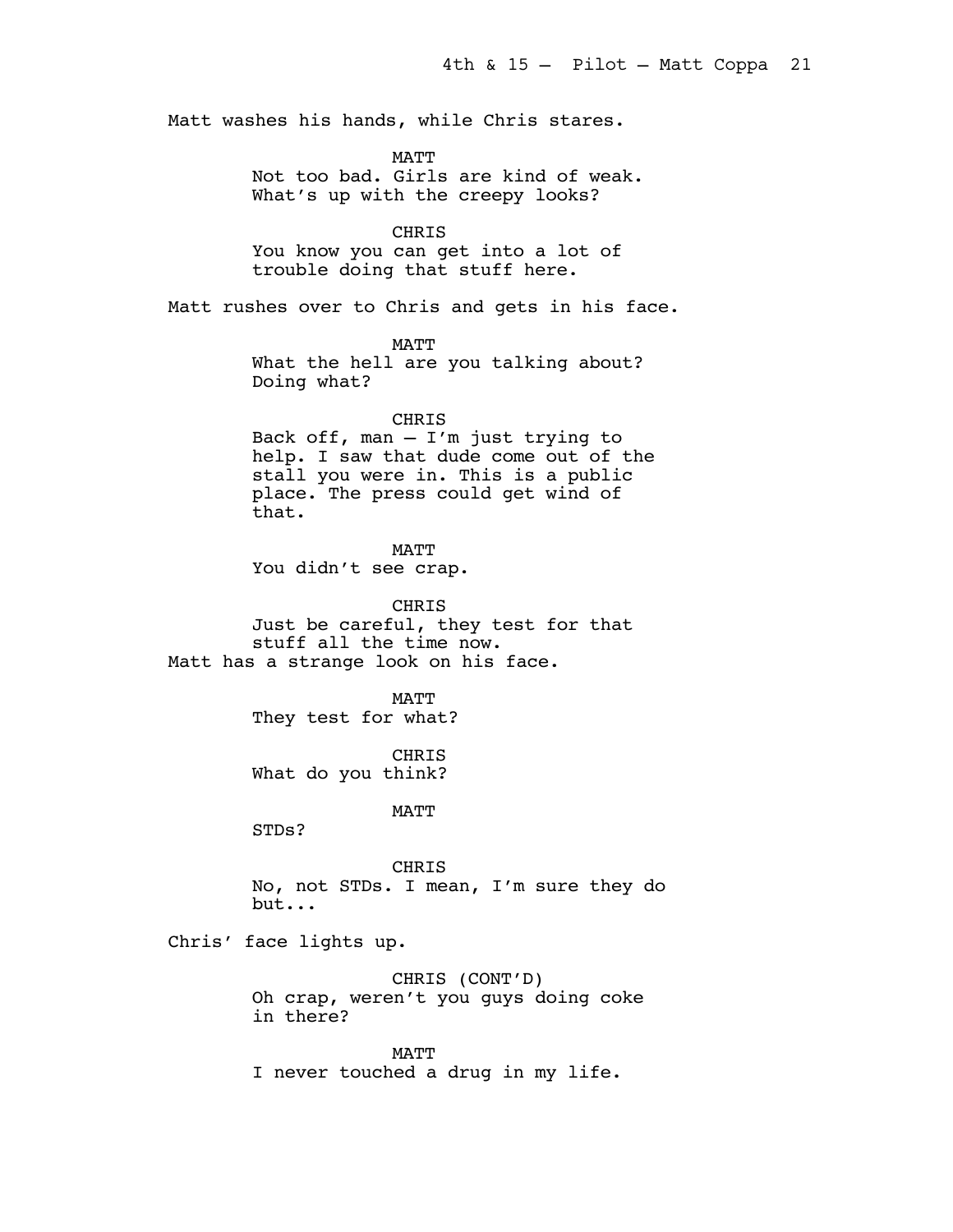Matt washes his hands, while Chris stares.

MATT
Not too bad. Girls are kind of weak. What's up with the creepy looks?

CHRIS
You know you can get into a lot of trouble doing that stuff here.

Matt rushes over to Chris and gets in his face.

MATT
What the hell are you talking about? Doing what?

CHRIS
Back off, man — I'm just trying to help. I saw that dude come out of the stall you were in. This is a public place. The press could get wind of that.

MATT
You didn't see crap.

CHRIS
Just be careful, they test for that stuff all the time now.

Matt has a strange look on his face.

MATT
They test for what?

CHRIS
What do you think?

MATT
STDs?

CHRIS
No, not STDs. I mean, I'm sure they do but...

Chris' face lights up.

CHRIS (CONT'D)
Oh crap, weren't you guys doing coke in there?

MATT
I never touched a drug in my life.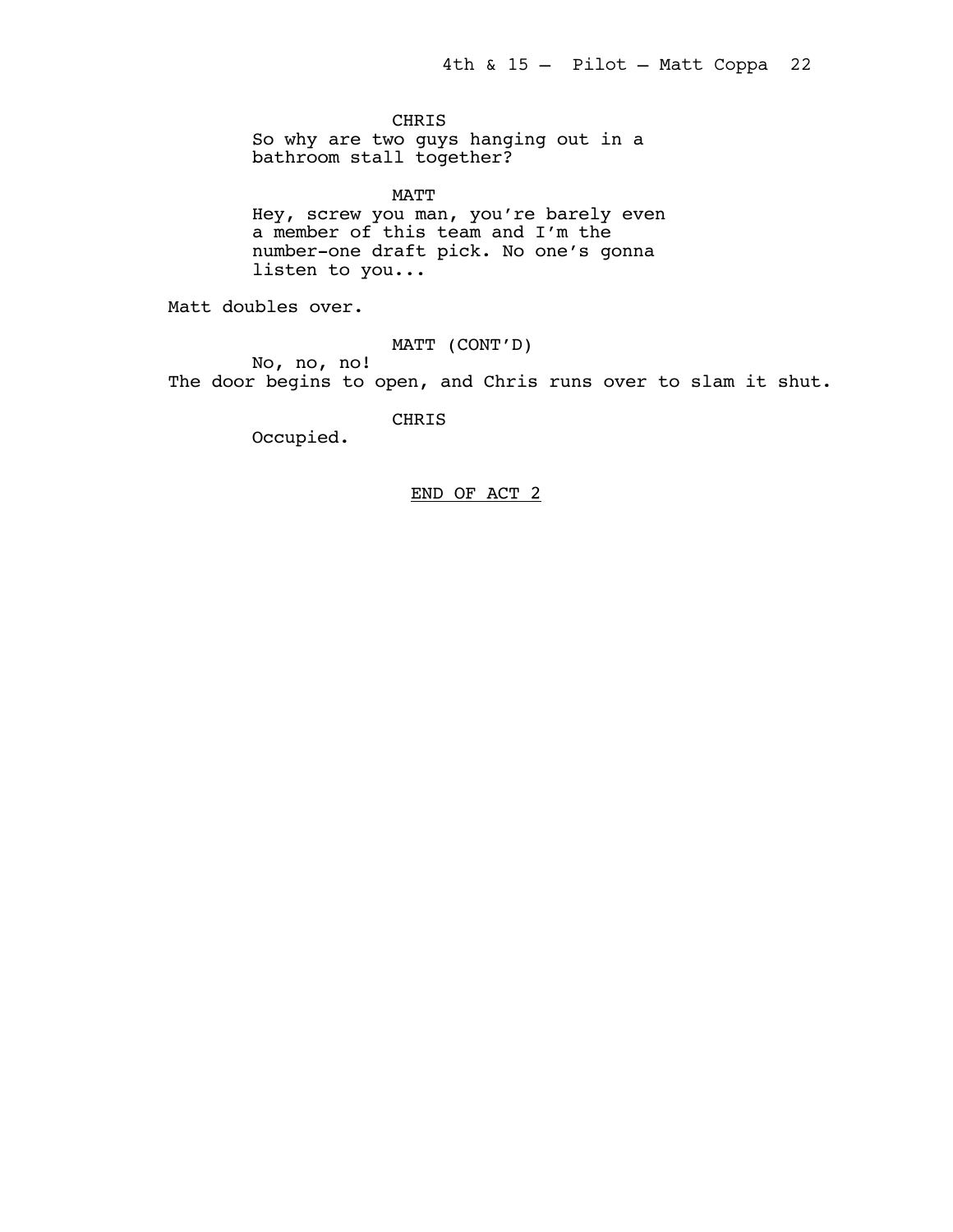CHRIS

So why are two guys hanging out in a bathroom stall together?

MATT

Hey, screw you man, you're barely even a member of this team and I'm the number-one draft pick. No one's gonna listen to you...

Matt doubles over.

MATT (CONT'D)

No, no, no!

The door begins to open, and Chris runs over to slam it shut.

CHRIS

Occupied.

END OF ACT 2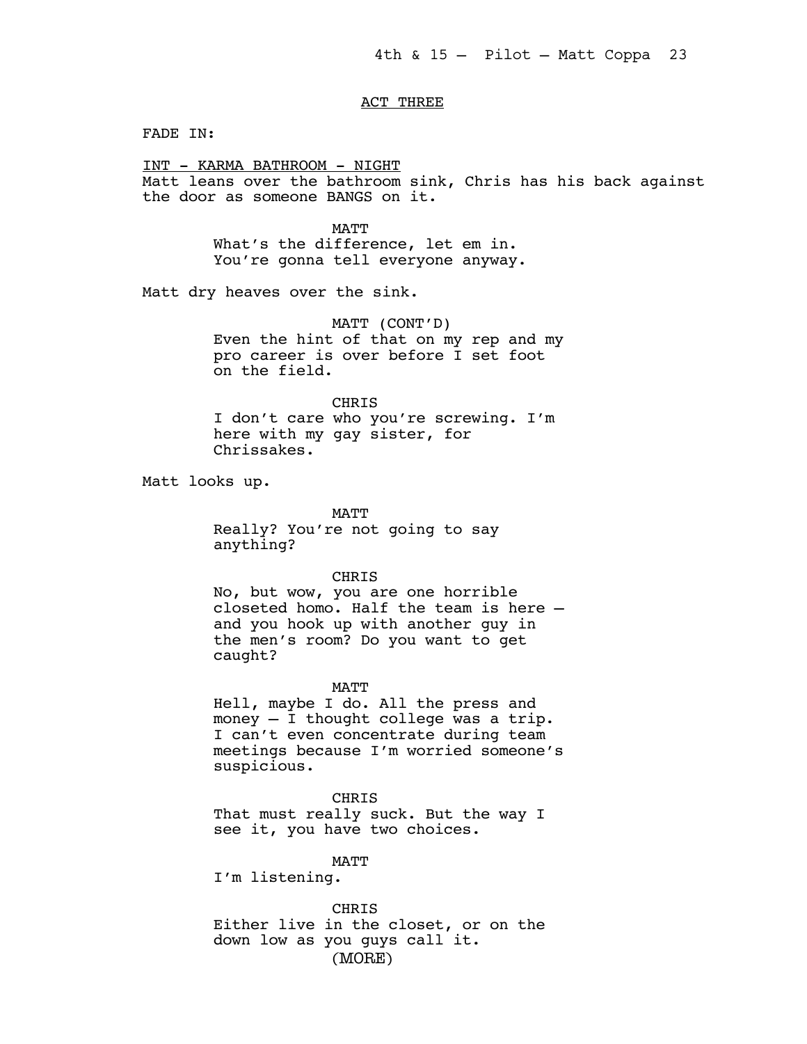ACT THREE

FADE IN:

INT - KARMA BATHROOM - NIGHT

Matt leans over the bathroom sink, Chris has his back against the door as someone BANGS on it.

MATT

What's the difference, let em in. You're gonna tell everyone anyway.

Matt dry heaves over the sink.

MATT (CONT'D)

Even the hint of that on my rep and my pro career is over before I set foot on the field.

CHRIS

I don't care who you're screwing. I'm here with my gay sister, for Chrissakes.

Matt looks up.

MATT

Really? You're not going to say anything?

CHRIS

No, but wow, you are one horrible closeted homo. Half the team is here – and you hook up with another guy in the men's room? Do you want to get caught?

MATT

Hell, maybe I do. All the press and money – I thought college was a trip. I can't even concentrate during team meetings because I'm worried someone's suspicious.

CHRIS

That must really suck. But the way I see it, you have two choices.

MATT

I'm listening.

CHRIS

Either live in the closet, or on the down low as you guys call it.

(MORE)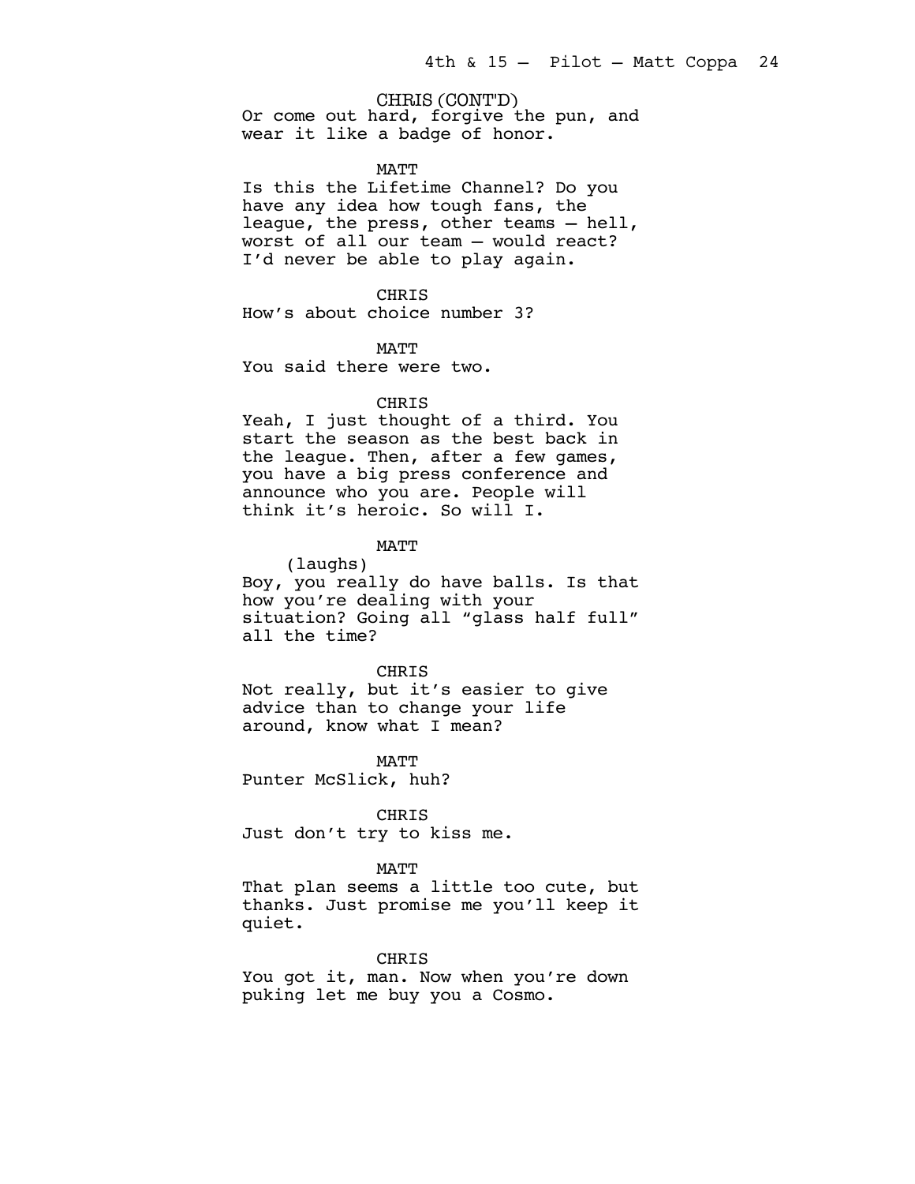CHRIS (CONT'D)
Or come out hard, forgive the pun, and wear it like a badge of honor.

MATT
Is this the Lifetime Channel? Do you have any idea how tough fans, the league, the press, other teams – hell, worst of all our team – would react? I'd never be able to play again.

CHRIS
How's about choice number 3?

MATT
You said there were two.

CHRIS
Yeah, I just thought of a third. You start the season as the best back in the league. Then, after a few games, you have a big press conference and announce who you are. People will think it's heroic. So will I.

MATT
(laughs)
Boy, you really do have balls. Is that how you're dealing with your situation? Going all "glass half full" all the time?

CHRIS
Not really, but it's easier to give advice than to change your life around, know what I mean?

MATT
Punter McSlick, huh?

CHRIS
Just don't try to kiss me.

MATT
That plan seems a little too cute, but thanks. Just promise me you'll keep it quiet.

CHRIS
You got it, man. Now when you're down puking let me buy you a Cosmo.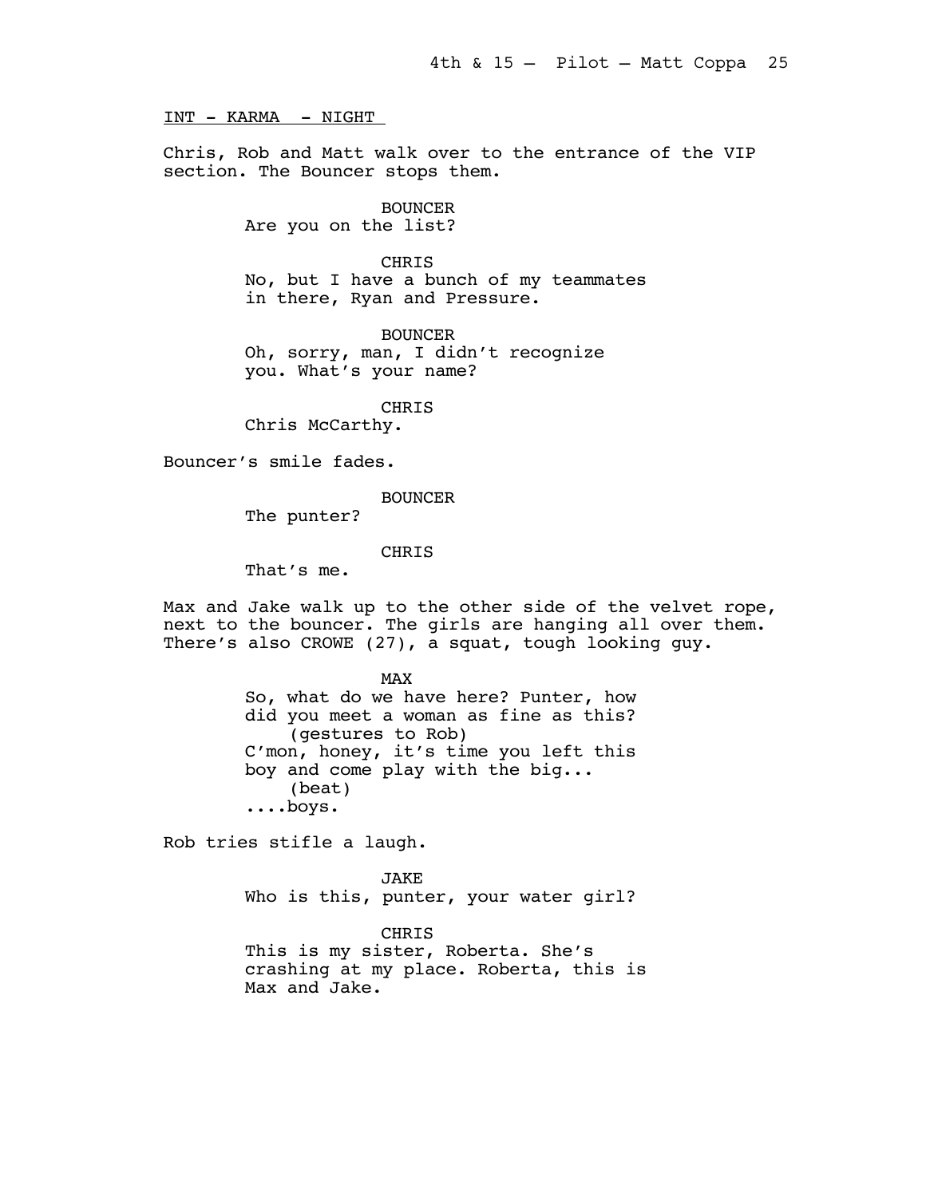INT - KARMA - NIGHT

Chris, Rob and Matt walk over to the entrance of the VIP section. The Bouncer stops them.

BOUNCER
Are you on the list?

CHRIS
No, but I have a bunch of my teammates in there, Ryan and Pressure.

BOUNCER
Oh, sorry, man, I didn't recognize you. What's your name?

CHRIS
Chris McCarthy.

Bouncer's smile fades.

BOUNCER
The punter?

CHRIS
That's me.

Max and Jake walk up to the other side of the velvet rope, next to the bouncer. The girls are hanging all over them. There's also CROWE (27), a squat, tough looking guy.

MAX
So, what do we have here? Punter, how did you meet a woman as fine as this?
(gestures to Rob)
C'mon, honey, it's time you left this boy and come play with the big...
(beat)
....boys.

Rob tries stifle a laugh.

JAKE
Who is this, punter, your water girl?

CHRIS
This is my sister, Roberta. She's crashing at my place. Roberta, this is Max and Jake.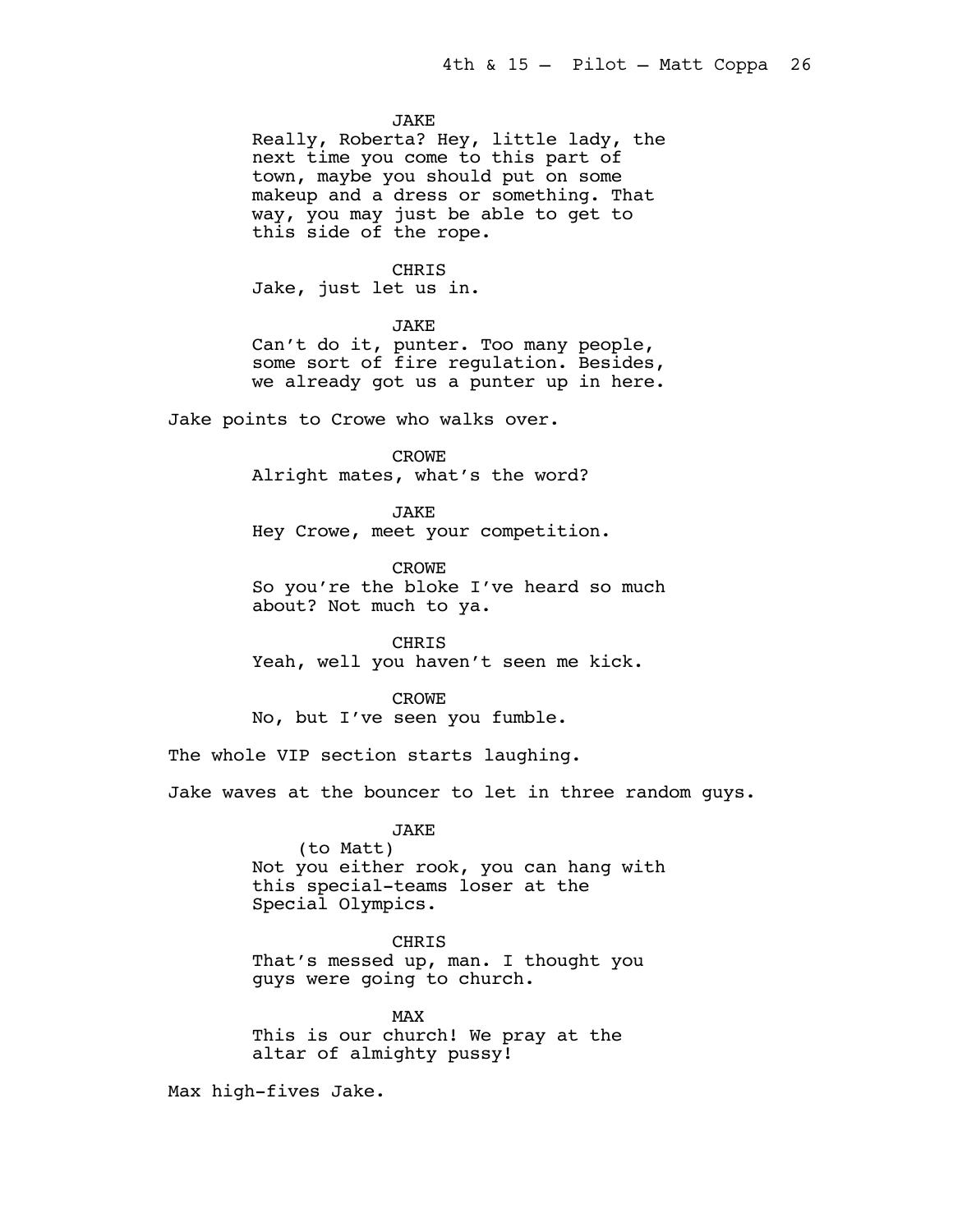JAKE

Really, Roberta? Hey, little lady, the next time you come to this part of town, maybe you should put on some makeup and a dress or something. That way, you may just be able to get to this side of the rope.

CHRIS

Jake, just let us in.

JAKE

Can't do it, punter. Too many people, some sort of fire regulation. Besides, we already got us a punter up in here.

Jake points to Crowe who walks over.

CROWE

Alright mates, what's the word?

JAKE

Hey Crowe, meet your competition.

CROWE

So you're the bloke I've heard so much about? Not much to ya.

CHRIS

Yeah, well you haven't seen me kick.

CROWE

No, but I've seen you fumble.

The whole VIP section starts laughing.

Jake waves at the bouncer to let in three random guys.

JAKE

(to Matt)

Not you either rook, you can hang with this special-teams loser at the Special Olympics.

CHRIS

That's messed up, man. I thought you guys were going to church.

MAX

This is our church! We pray at the altar of almighty pussy!

Max high-fives Jake.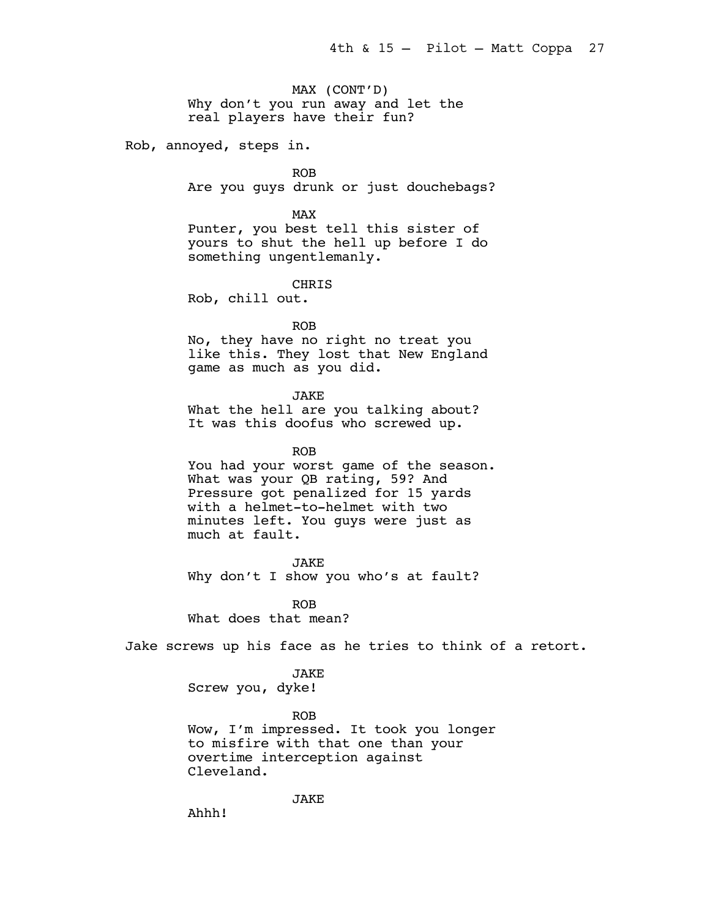MAX (CONT'D)
Why don't you run away and let the real players have their fun?

Rob, annoyed, steps in.

ROB
Are you guys drunk or just douchebags?

MAX
Punter, you best tell this sister of yours to shut the hell up before I do something ungentlemanly.

CHRIS
Rob, chill out.

ROB
No, they have no right no treat you like this. They lost that New England game as much as you did.

JAKE
What the hell are you talking about? It was this doofus who screwed up.

ROB
You had your worst game of the season. What was your QB rating, 59? And Pressure got penalized for 15 yards with a helmet-to-helmet with two minutes left. You guys were just as much at fault.

JAKE
Why don't I show you who's at fault?

ROB
What does that mean?

Jake screws up his face as he tries to think of a retort.

JAKE
Screw you, dyke!

ROB
Wow, I'm impressed. It took you longer to misfire with that one than your overtime interception against Cleveland.

JAKE
Ahhh!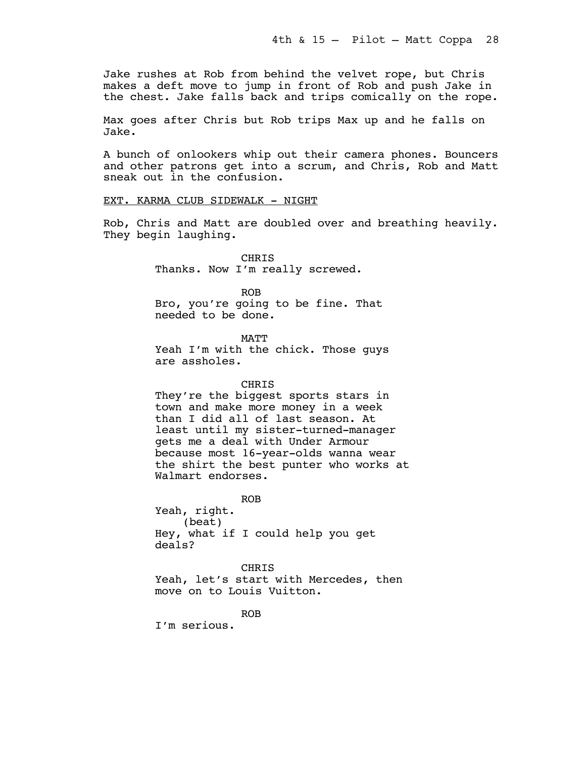Jake rushes at Rob from behind the velvet rope, but Chris makes a deft move to jump in front of Rob and push Jake in the chest. Jake falls back and trips comically on the rope.

Max goes after Chris but Rob trips Max up and he falls on Jake.

A bunch of onlookers whip out their camera phones. Bouncers and other patrons get into a scrum, and Chris, Rob and Matt sneak out in the confusion.

EXT. KARMA CLUB SIDEWALK - NIGHT

Rob, Chris and Matt are doubled over and breathing heavily. They begin laughing.

CHRIS
Thanks. Now I'm really screwed.

ROB
Bro, you're going to be fine. That needed to be done.

MATT
Yeah I'm with the chick. Those guys are assholes.

CHRIS
They're the biggest sports stars in town and make more money in a week than I did all of last season. At least until my sister-turned-manager gets me a deal with Under Armour because most 16-year-olds wanna wear the shirt the best punter who works at Walmart endorses.

ROB
Yeah, right.
(beat)
Hey, what if I could help you get deals?

CHRIS
Yeah, let's start with Mercedes, then move on to Louis Vuitton.

ROB
I'm serious.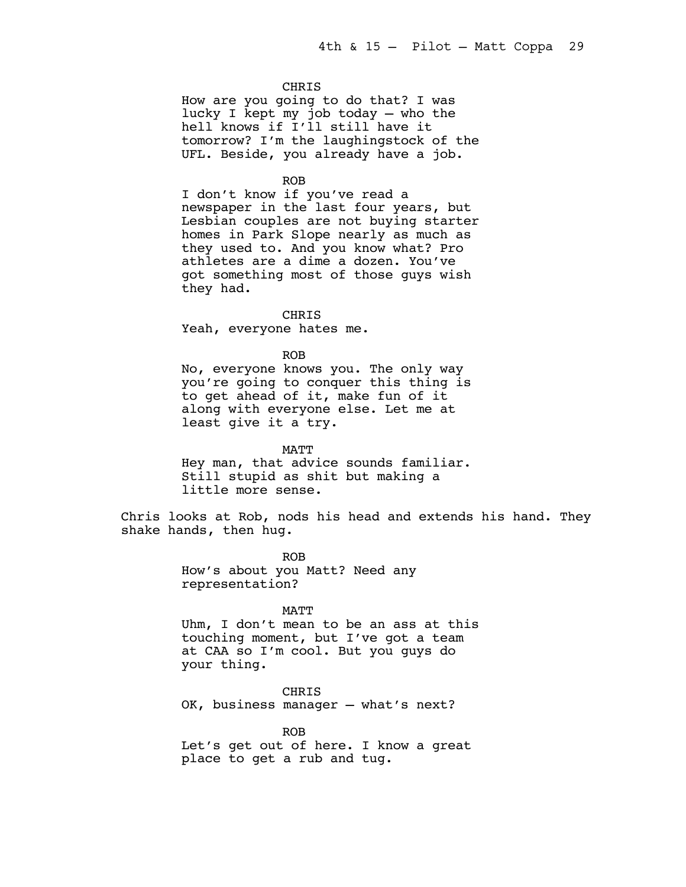CHRIS

How are you going to do that? I was lucky I kept my job today – who the hell knows if I'll still have it tomorrow? I'm the laughingstock of the UFL. Beside, you already have a job.

ROB

I don't know if you've read a newspaper in the last four years, but Lesbian couples are not buying starter homes in Park Slope nearly as much as they used to. And you know what? Pro athletes are a dime a dozen. You've got something most of those guys wish they had.

CHRIS

Yeah, everyone hates me.

ROB

No, everyone knows you. The only way you're going to conquer this thing is to get ahead of it, make fun of it along with everyone else. Let me at least give it a try.

MATT

Hey man, that advice sounds familiar. Still stupid as shit but making a little more sense.

Chris looks at Rob, nods his head and extends his hand. They shake hands, then hug.

ROB

How's about you Matt? Need any representation?

MATT

Uhm, I don't mean to be an ass at this touching moment, but I've got a team at CAA so I'm cool. But you guys do your thing.

CHRIS

OK, business manager – what's next?

ROB

Let's get out of here. I know a great place to get a rub and tug.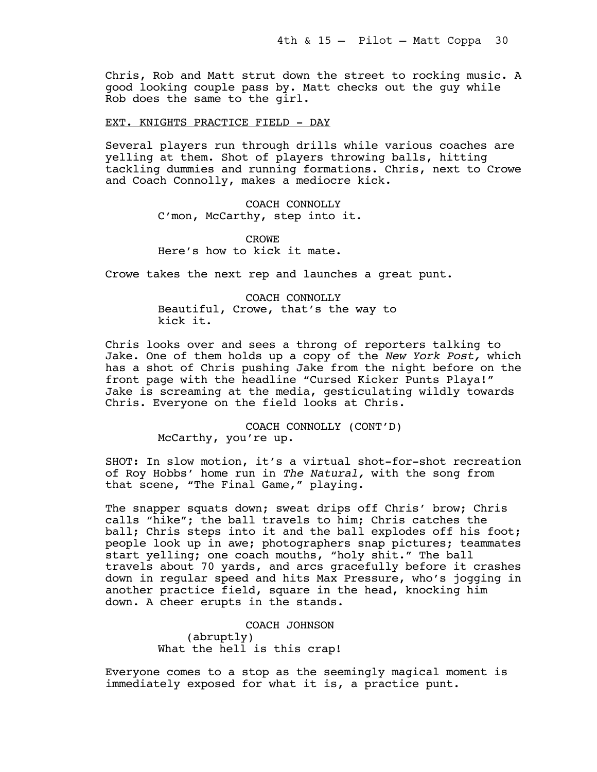Chris, Rob and Matt strut down the street to rocking music. A good looking couple pass by. Matt checks out the guy while Rob does the same to the girl.

EXT. KNIGHTS PRACTICE FIELD - DAY

Several players run through drills while various coaches are yelling at them. Shot of players throwing balls, hitting tackling dummies and running formations. Chris, next to Crowe and Coach Connolly, makes a mediocre kick.

COACH CONNOLLY
C'mon, McCarthy, step into it.

CROWE
Here's how to kick it mate.

Crowe takes the next rep and launches a great punt.

COACH CONNOLLY
Beautiful, Crowe, that's the way to kick it.

Chris looks over and sees a throng of reporters talking to Jake. One of them holds up a copy of the *New York Post,* which has a shot of Chris pushing Jake from the night before on the front page with the headline "Cursed Kicker Punts Playa!" Jake is screaming at the media, gesticulating wildly towards Chris. Everyone on the field looks at Chris.

COACH CONNOLLY (CONT'D)
McCarthy, you're up.

SHOT: In slow motion, it's a virtual shot-for-shot recreation of Roy Hobbs' home run in *The Natural,* with the song from that scene, "The Final Game," playing.

The snapper squats down; sweat drips off Chris' brow; Chris calls "hike"; the ball travels to him; Chris catches the ball; Chris steps into it and the ball explodes off his foot; people look up in awe; photographers snap pictures; teammates start yelling; one coach mouths, "holy shit." The ball travels about 70 yards, and arcs gracefully before it crashes down in regular speed and hits Max Pressure, who's jogging in another practice field, square in the head, knocking him down. A cheer erupts in the stands.

COACH JOHNSON
(abruptly)
What the hell is this crap!

Everyone comes to a stop as the seemingly magical moment is immediately exposed for what it is, a practice punt.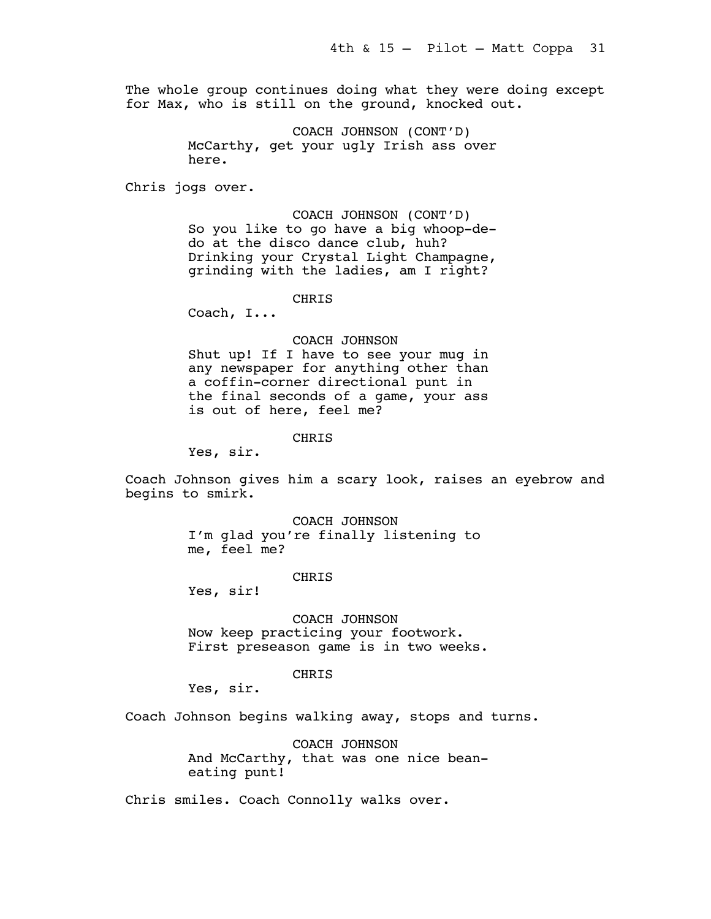The whole group continues doing what they were doing except for Max, who is still on the ground, knocked out.

COACH JOHNSON (CONT'D)
McCarthy, get your ugly Irish ass over here.

Chris jogs over.

COACH JOHNSON (CONT'D)
So you like to go have a big whoop-de-do at the disco dance club, huh? Drinking your Crystal Light Champagne, grinding with the ladies, am I right?

CHRIS
Coach, I...

COACH JOHNSON
Shut up! If I have to see your mug in any newspaper for anything other than a coffin-corner directional punt in the final seconds of a game, your ass is out of here, feel me?

CHRIS
Yes, sir.

Coach Johnson gives him a scary look, raises an eyebrow and begins to smirk.

COACH JOHNSON
I'm glad you're finally listening to me, feel me?

CHRIS
Yes, sir!

COACH JOHNSON
Now keep practicing your footwork. First preseason game is in two weeks.

CHRIS
Yes, sir.

Coach Johnson begins walking away, stops and turns.

COACH JOHNSON
And McCarthy, that was one nice bean-eating punt!

Chris smiles. Coach Connolly walks over.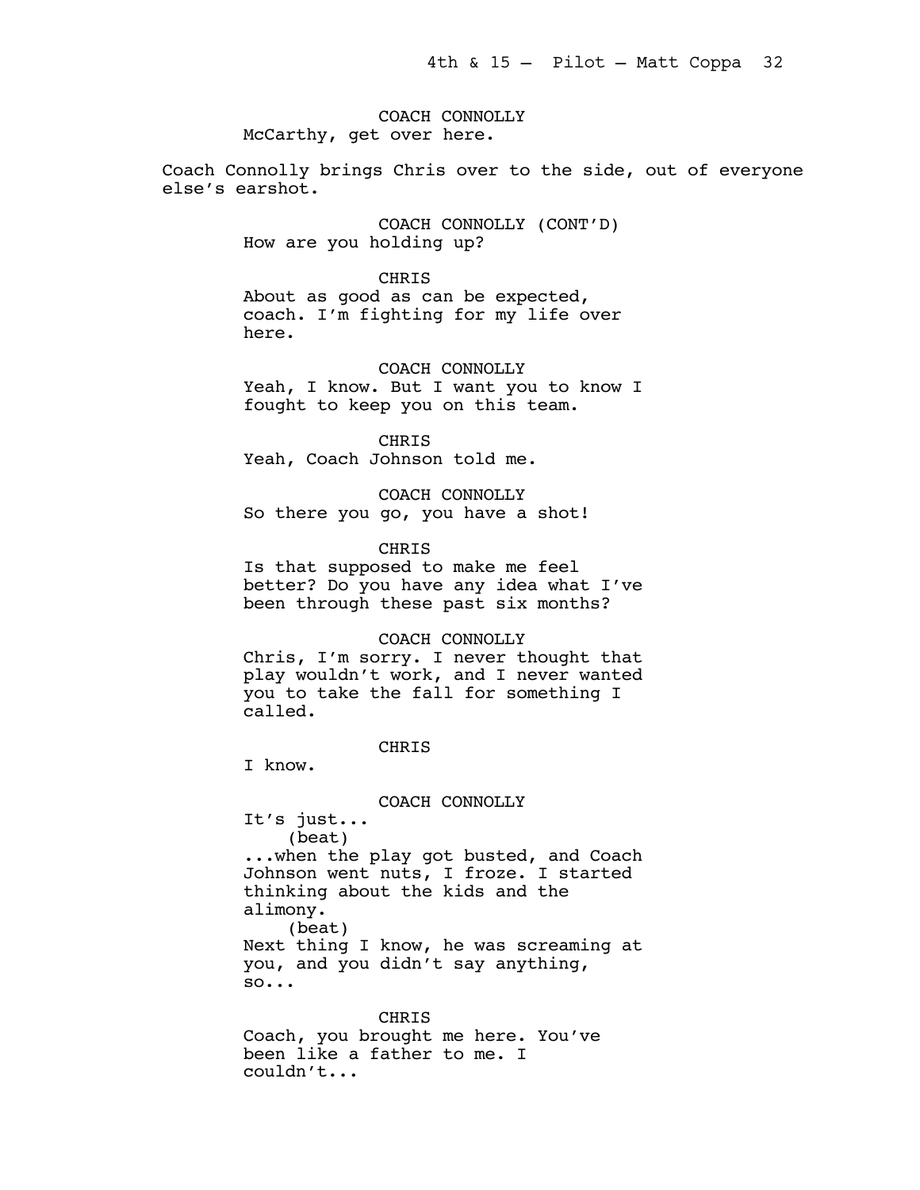COACH CONNOLLY
McCarthy, get over here.

Coach Connolly brings Chris over to the side, out of everyone else's earshot.

COACH CONNOLLY (CONT'D)
How are you holding up?

CHRIS
About as good as can be expected, coach. I'm fighting for my life over here.

COACH CONNOLLY
Yeah, I know. But I want you to know I fought to keep you on this team.

CHRIS
Yeah, Coach Johnson told me.

COACH CONNOLLY
So there you go, you have a shot!

CHRIS
Is that supposed to make me feel better? Do you have any idea what I've been through these past six months?

COACH CONNOLLY
Chris, I'm sorry. I never thought that play wouldn't work, and I never wanted you to take the fall for something I called.

CHRIS
I know.

COACH CONNOLLY
It's just...
(beat)
...when the play got busted, and Coach Johnson went nuts, I froze. I started thinking about the kids and the alimony.
(beat)
Next thing I know, he was screaming at you, and you didn't say anything, so...

CHRIS
Coach, you brought me here. You've been like a father to me. I couldn't...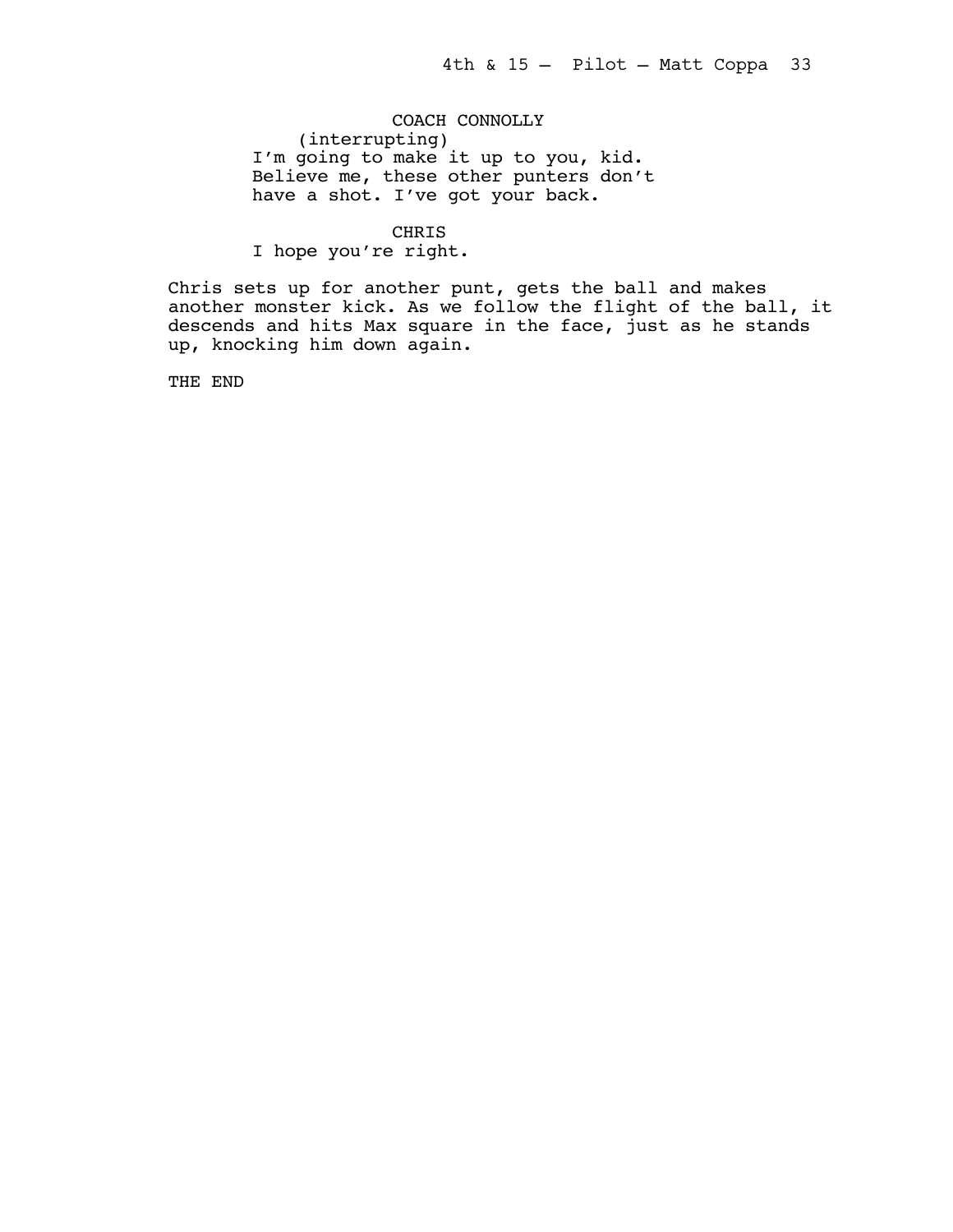COACH CONNOLLY
(interrupting)
I'm going to make it up to you, kid. Believe me, these other punters don't have a shot. I've got your back.

CHRIS
I hope you're right.

Chris sets up for another punt, gets the ball and makes another monster kick. As we follow the flight of the ball, it descends and hits Max square in the face, just as he stands up, knocking him down again.

THE END